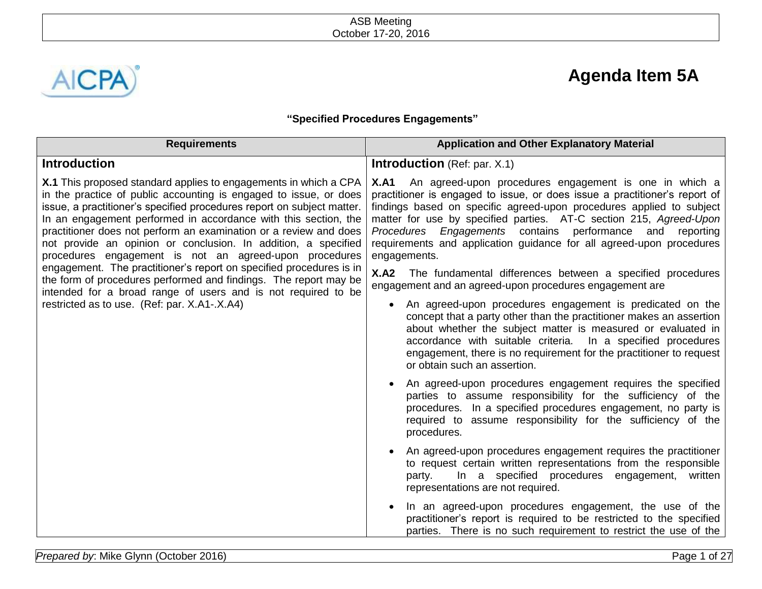# Agenda Item 5A

**"Specified Procedures Engagements"**

| Requirements | Application and Other Explanatory Material |
|---|---|
| **Introduction** | **Introduction** (Ref: par. X.1) |
| **X.1** This proposed standard applies to engagements in which a CPA in the practice of public accounting is engaged to issue, or does issue, a practitioner's specified procedures report on subject matter. In an engagement performed in accordance with this section, the practitioner does not perform an examination or a review and does not provide an opinion or conclusion. In addition, a specified procedures engagement is not an agreed-upon procedures engagement. The practitioner's report on specified procedures is in the form of procedures performed and findings. The report may be intended for a broad range of users and is not required to be restricted as to use. (Ref: par. X.A1-.X.A4) | **X.A1** An agreed-upon procedures engagement is one in which a practitioner is engaged to issue, or does issue a practitioner's report of findings based on specific agreed-upon procedures applied to subject matter for use by specified parties. AT-C section 215, *Agreed-Upon Procedures Engagements* contains performance and reporting requirements and application guidance for all agreed-upon procedures engagements.<br><br>**X.A2** The fundamental differences between a specified procedures engagement and an agreed-upon procedures engagement are<br><br>• An agreed-upon procedures engagement is predicated on the concept that a party other than the practitioner makes an assertion about whether the subject matter is measured or evaluated in accordance with suitable criteria. In a specified procedures engagement, there is no requirement for the practitioner to request or obtain such an assertion.<br><br>• An agreed-upon procedures engagement requires the specified parties to assume responsibility for the sufficiency of the procedures. In a specified procedures engagement, no party is required to assume responsibility for the sufficiency of the procedures.<br><br>• An agreed-upon procedures engagement requires the practitioner to request certain written representations from the responsible party. In a specified procedures engagement, written representations are not required.<br><br>• In an agreed-upon procedures engagement, the use of the practitioner's report is required to be restricted to the specified parties. There is no such requirement to restrict the use of the |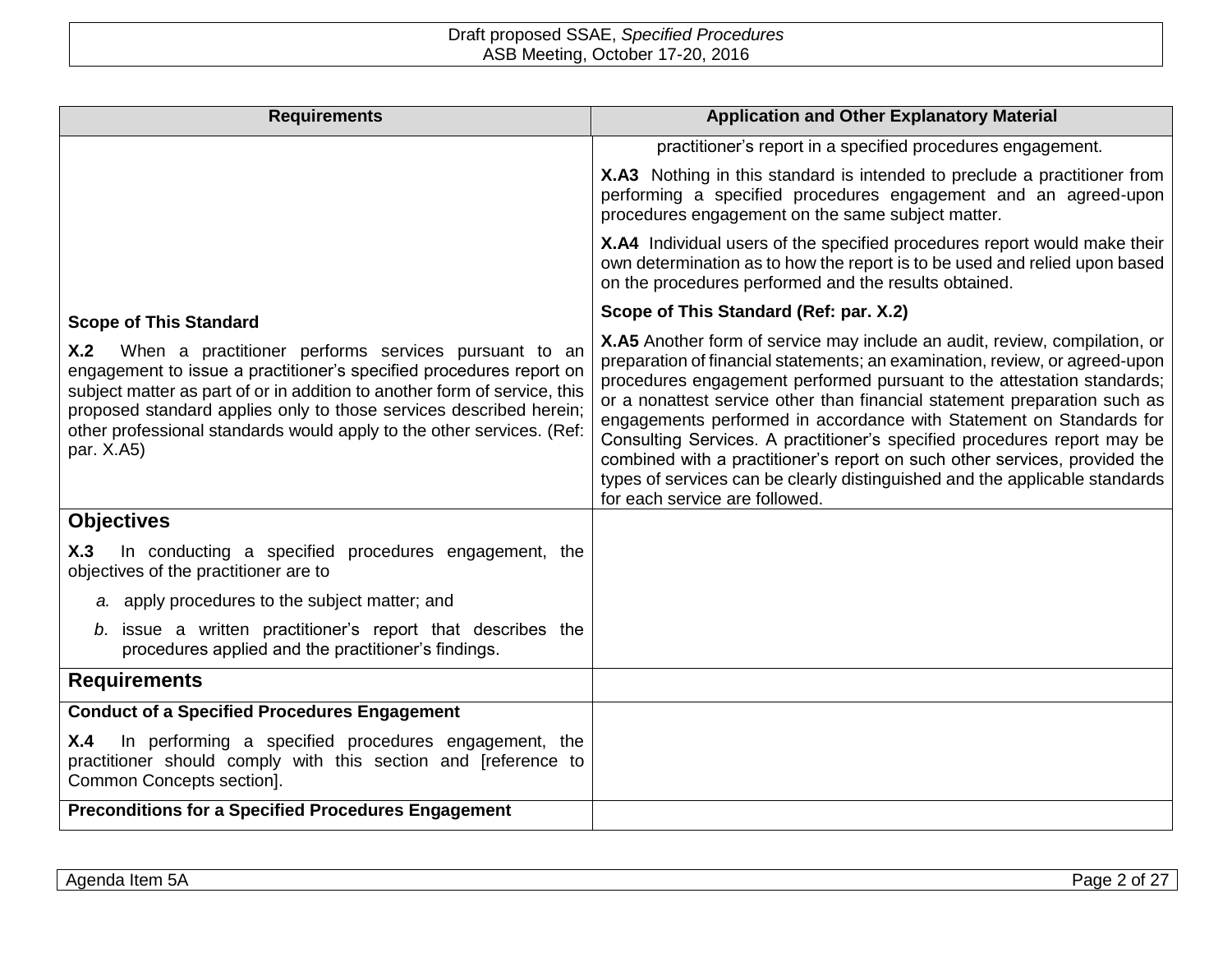| Requirements | Application and Other Explanatory Material |
|---|---|
| | practitioner's report in a specified procedures engagement. |
| | **X.A3** Nothing in this standard is intended to preclude a practitioner from performing a specified procedures engagement and an agreed-upon procedures engagement on the same subject matter. |
| | **X.A4** Individual users of the specified procedures report would make their own determination as to how the report is to be used and relied upon based on the procedures performed and the results obtained. |
| **Scope of This Standard** | **Scope of This Standard (Ref: par. X.2)** |
| **X.2** When a practitioner performs services pursuant to an engagement to issue a practitioner's specified procedures report on subject matter as part of or in addition to another form of service, this proposed standard applies only to those services described herein; other professional standards would apply to the other services. (Ref: par. X.A5) | **X.A5** Another form of service may include an audit, review, compilation, or preparation of financial statements; an examination, review, or agreed-upon procedures engagement performed pursuant to the attestation standards; or a nonattest service other than financial statement preparation such as engagements performed in accordance with Statement on Standards for Consulting Services. A practitioner's specified procedures report may be combined with a practitioner's report on such other services, provided the types of services can be clearly distinguished and the applicable standards for each service are followed. |
| **Objectives** | |
| **X.3** In conducting a specified procedures engagement, the objectives of the practitioner are to <br> *a.* apply procedures to the subject matter; and <br> *b.* issue a written practitioner's report that describes the procedures applied and the practitioner's findings. | |
| **Requirements** | |
| **Conduct of a Specified Procedures Engagement** | |
| **X.4** In performing a specified procedures engagement, the practitioner should comply with this section and [reference to Common Concepts section]. | |
| **Preconditions for a Specified Procedures Engagement** | |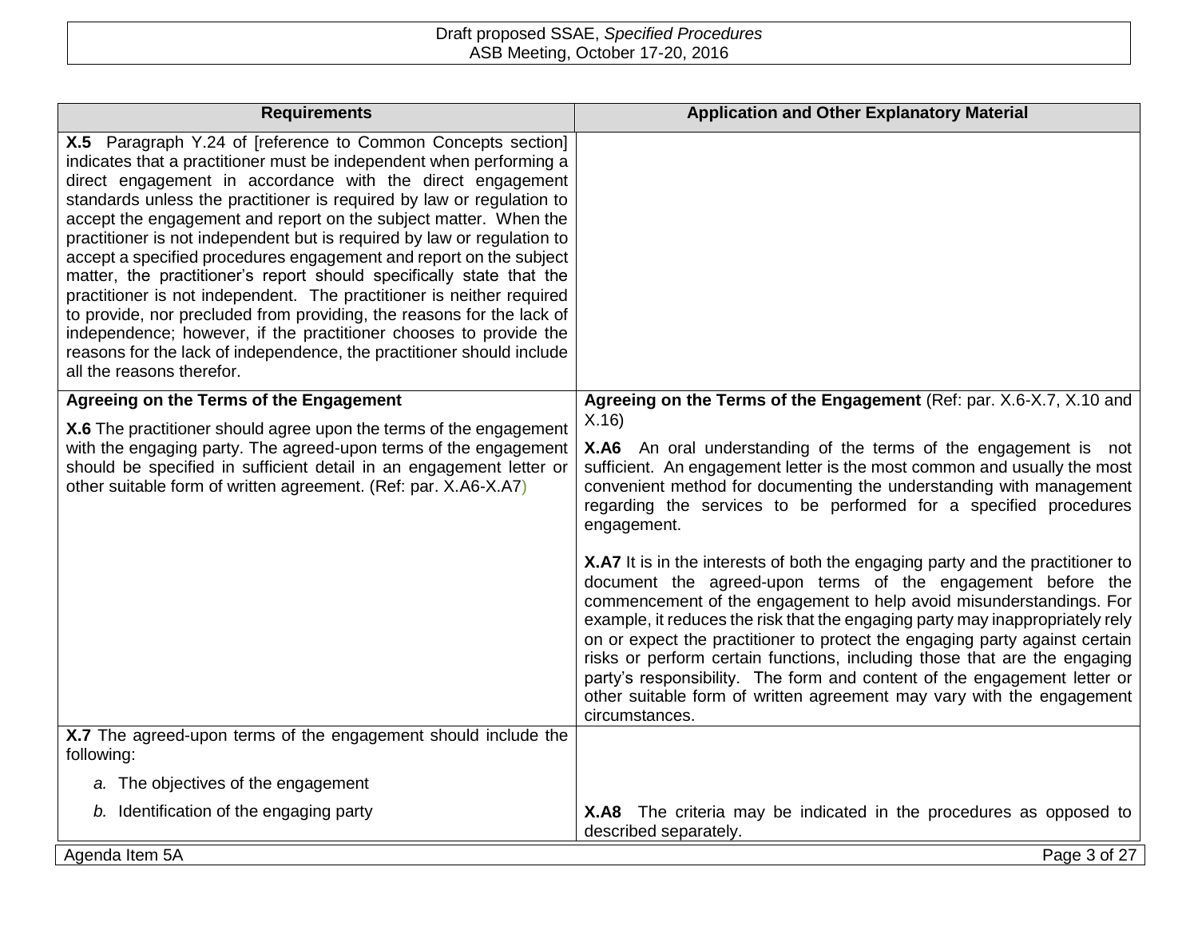| Requirements | Application and Other Explanatory Material |
| --- | --- |
| **X.5** Paragraph Y.24 of [reference to Common Concepts section] indicates that a practitioner must be independent when performing a direct engagement in accordance with the direct engagement standards unless the practitioner is required by law or regulation to accept the engagement and report on the subject matter. When the practitioner is not independent but is required by law or regulation to accept a specified procedures engagement and report on the subject matter, the practitioner's report should specifically state that the practitioner is not independent. The practitioner is neither required to provide, nor precluded from providing, the reasons for the lack of independence; however, if the practitioner chooses to provide the reasons for the lack of independence, the practitioner should include all the reasons therefor. | |
| **Agreeing on the Terms of the Engagement**<br><br>**X.6** The practitioner should agree upon the terms of the engagement with the engaging party. The agreed-upon terms of the engagement should be specified in sufficient detail in an engagement letter or other suitable form of written agreement. (Ref: par. X.A6-X.A7) | **Agreeing on the Terms of the Engagement** (Ref: par. X.6-X.7, X.10 and X.16)<br><br>**X.A6** An oral understanding of the terms of the engagement is not sufficient. An engagement letter is the most common and usually the most convenient method for documenting the understanding with management regarding the services to be performed for a specified procedures engagement.<br><br>**X.A7** It is in the interests of both the engaging party and the practitioner to document the agreed-upon terms of the engagement before the commencement of the engagement to help avoid misunderstandings. For example, it reduces the risk that the engaging party may inappropriately rely on or expect the practitioner to protect the engaging party against certain risks or perform certain functions, including those that are the engaging party's responsibility. The form and content of the engagement letter or other suitable form of written agreement may vary with the engagement circumstances. |
| **X.7** The agreed-upon terms of the engagement should include the following:<br><br>*a.* The objectives of the engagement<br><br>*b.* Identification of the engaging party | **X.A8** The criteria may be indicated in the procedures as opposed to described separately. |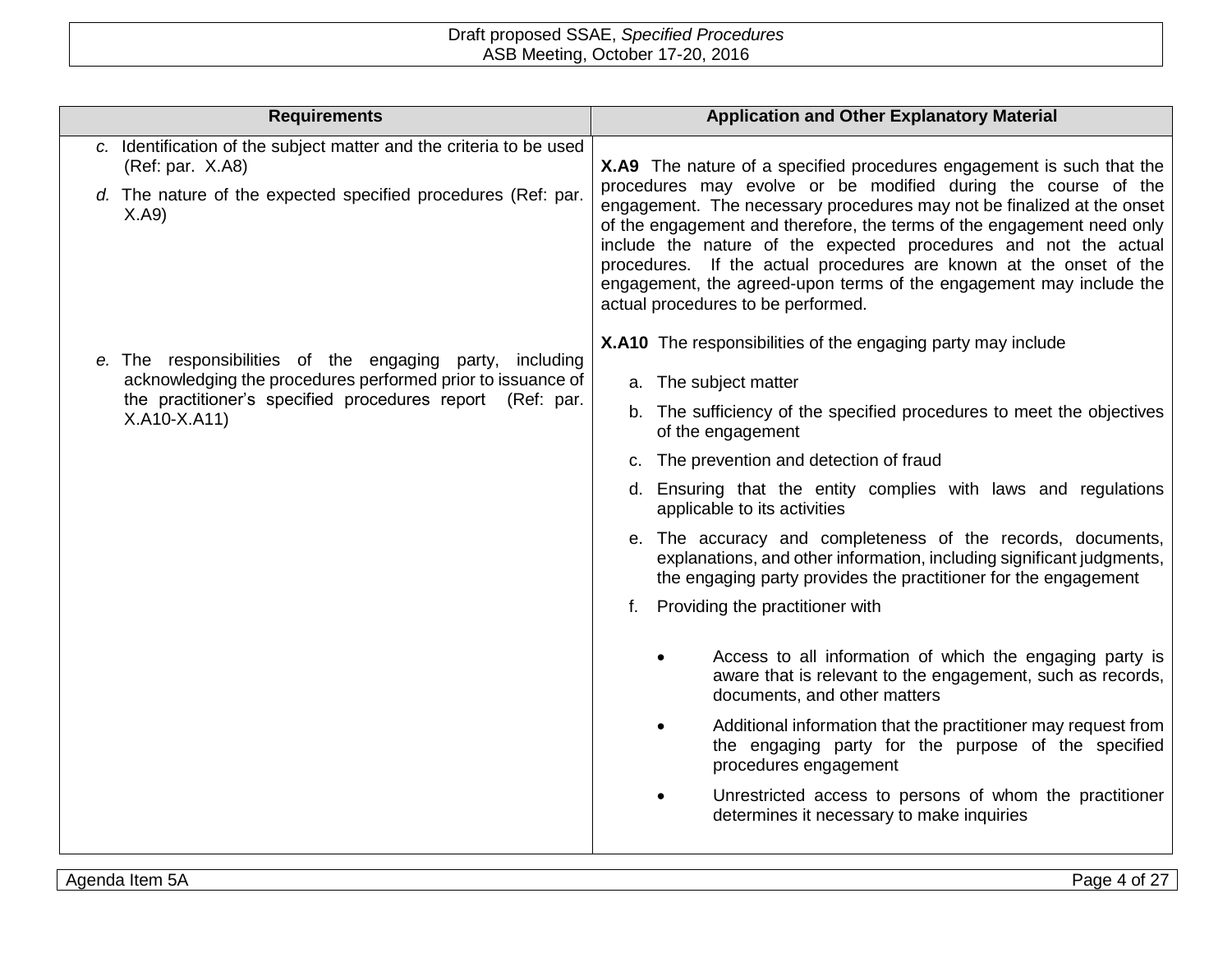| Requirements | Application and Other Explanatory Material |
| --- | --- |
| *c.* Identification of the subject matter and the criteria to be used (Ref: par. X.A8)<br><br>*d.* The nature of the expected specified procedures (Ref: par. X.A9) | **X.A9** The nature of a specified procedures engagement is such that the procedures may evolve or be modified during the course of the engagement. The necessary procedures may not be finalized at the onset of the engagement and therefore, the terms of the engagement need only include the nature of the expected procedures and not the actual procedures. If the actual procedures are known at the onset of the engagement, the agreed-upon terms of the engagement may include the actual procedures to be performed. |
| *e.* The responsibilities of the engaging party, including acknowledging the procedures performed prior to issuance of the practitioner's specified procedures report (Ref: par. X.A10-X.A11) | **X.A10** The responsibilities of the engaging party may include<br><br>a. The subject matter<br>b. The sufficiency of the specified procedures to meet the objectives of the engagement<br>c. The prevention and detection of fraud<br>d. Ensuring that the entity complies with laws and regulations applicable to its activities<br>e. The accuracy and completeness of the records, documents, explanations, and other information, including significant judgments, the engaging party provides the practitioner for the engagement<br>f. Providing the practitioner with<br><br>• Access to all information of which the engaging party is aware that is relevant to the engagement, such as records, documents, and other matters<br>• Additional information that the practitioner may request from the engaging party for the purpose of the specified procedures engagement<br>• Unrestricted access to persons of whom the practitioner determines it necessary to make inquiries |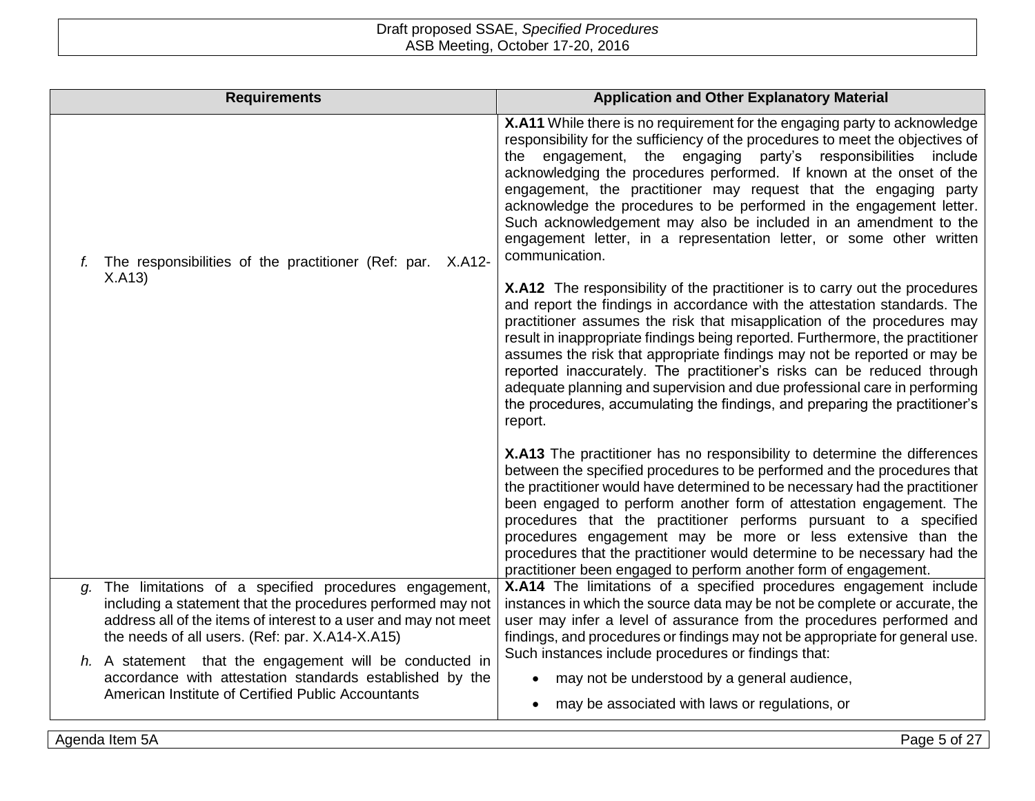| Requirements | Application and Other Explanatory Material |
|---|---|
| *f.* The responsibilities of the practitioner (Ref: par. X.A12-X.A13) | **X.A11** While there is no requirement for the engaging party to acknowledge responsibility for the sufficiency of the procedures to meet the objectives of the engagement, the engaging party's responsibilities include acknowledging the procedures performed. If known at the onset of the engagement, the practitioner may request that the engaging party acknowledge the procedures to be performed in the engagement letter. Such acknowledgement may also be included in an amendment to the engagement letter, in a representation letter, or some other written communication.<br><br>**X.A12** The responsibility of the practitioner is to carry out the procedures and report the findings in accordance with the attestation standards. The practitioner assumes the risk that misapplication of the procedures may result in inappropriate findings being reported. Furthermore, the practitioner assumes the risk that appropriate findings may not be reported or may be reported inaccurately. The practitioner's risks can be reduced through adequate planning and supervision and due professional care in performing the procedures, accumulating the findings, and preparing the practitioner's report.<br><br>**X.A13** The practitioner has no responsibility to determine the differences between the specified procedures to be performed and the procedures that the practitioner would have determined to be necessary had the practitioner been engaged to perform another form of attestation engagement. The procedures that the practitioner performs pursuant to a specified procedures engagement may be more or less extensive than the procedures that the practitioner would determine to be necessary had the practitioner been engaged to perform another form of engagement. |
| *g.* The limitations of a specified procedures engagement, including a statement that the procedures performed may not address all of the items of interest to a user and may not meet the needs of all users. (Ref: par. X.A14-X.A15)<br><br>*h.* A statement that the engagement will be conducted in accordance with attestation standards established by the American Institute of Certified Public Accountants | **X.A14** The limitations of a specified procedures engagement include instances in which the source data may be not be complete or accurate, the user may infer a level of assurance from the procedures performed and findings, and procedures or findings may not be appropriate for general use. Such instances include procedures or findings that:<br><br>• may not be understood by a general audience,<br><br>• may be associated with laws or regulations, or |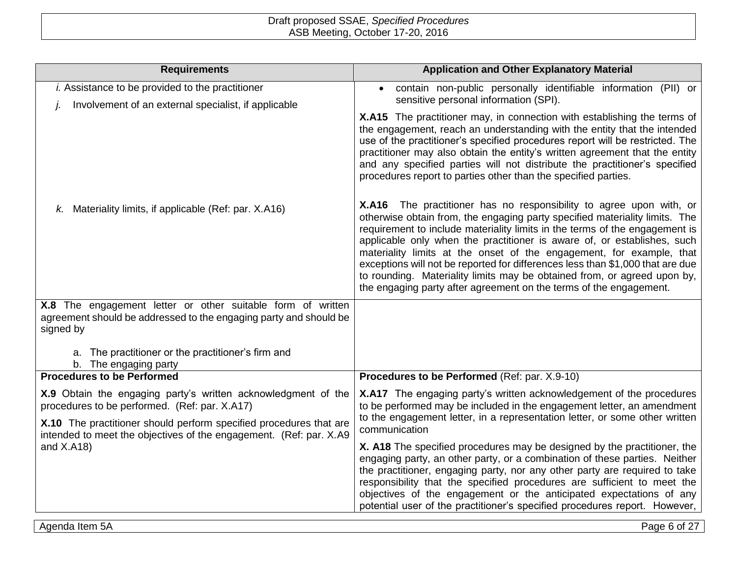| Requirements | Application and Other Explanatory Material |
|---|---|
| *i.* Assistance to be provided to the practitioner<br>*j.* Involvement of an external specialist, if applicable | • contain non-public personally identifiable information (PII) or sensitive personal information (SPI).<br><br>**X.A15** The practitioner may, in connection with establishing the terms of the engagement, reach an understanding with the entity that the intended use of the practitioner's specified procedures report will be restricted. The practitioner may also obtain the entity's written agreement that the entity and any specified parties will not distribute the practitioner's specified procedures report to parties other than the specified parties. |
| *k.* Materiality limits, if applicable (Ref: par. X.A16) | **X.A16** The practitioner has no responsibility to agree upon with, or otherwise obtain from, the engaging party specified materiality limits. The requirement to include materiality limits in the terms of the engagement is applicable only when the practitioner is aware of, or establishes, such materiality limits at the onset of the engagement, for example, that exceptions will not be reported for differences less than $1,000 that are due to rounding. Materiality limits may be obtained from, or agreed upon by, the engaging party after agreement on the terms of the engagement. |
| **X.8** The engagement letter or other suitable form of written agreement should be addressed to the engaging party and should be signed by<br><br>a. The practitioner or the practitioner's firm and<br>b. The engaging party | |
| **Procedures to be Performed** | **Procedures to be Performed** (Ref: par. X.9-10) |
| **X.9** Obtain the engaging party's written acknowledgment of the procedures to be performed. (Ref: par. X.A17)<br><br>**X.10** The practitioner should perform specified procedures that are intended to meet the objectives of the engagement. (Ref: par. X.A9 and X.A18) | **X.A17** The engaging party's written acknowledgement of the procedures to be performed may be included in the engagement letter, an amendment to the engagement letter, in a representation letter, or some other written communication<br><br>**X. A18** The specified procedures may be designed by the practitioner, the engaging party, an other party, or a combination of these parties. Neither the practitioner, engaging party, nor any other party are required to take responsibility that the specified procedures are sufficient to meet the objectives of the engagement or the anticipated expectations of any potential user of the practitioner's specified procedures report. However, |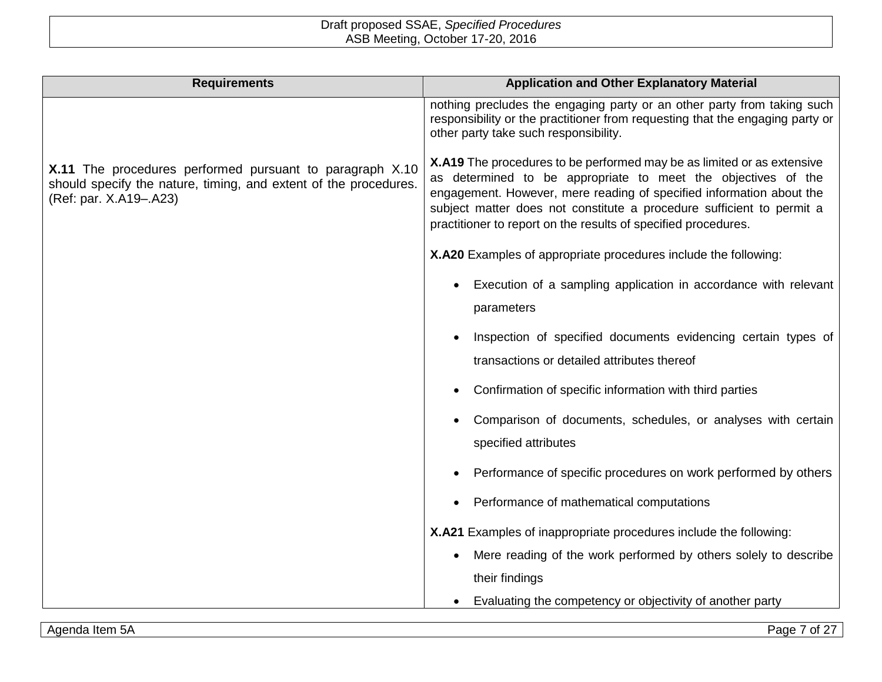| Requirements | Application and Other Explanatory Material |
|---|---|
| **X.11** The procedures performed pursuant to paragraph X.10 should specify the nature, timing, and extent of the procedures. (Ref: par. X.A19–.A23) | nothing precludes the engaging party or an other party from taking such responsibility or the practitioner from requesting that the engaging party or other party take such responsibility.<br><br>**X.A19** The procedures to be performed may be as limited or as extensive as determined to be appropriate to meet the objectives of the engagement. However, mere reading of specified information about the subject matter does not constitute a procedure sufficient to permit a practitioner to report on the results of specified procedures.<br><br>**X.A20** Examples of appropriate procedures include the following:<br>• Execution of a sampling application in accordance with relevant parameters<br>• Inspection of specified documents evidencing certain types of transactions or detailed attributes thereof<br>• Confirmation of specific information with third parties<br>• Comparison of documents, schedules, or analyses with certain specified attributes<br>• Performance of specific procedures on work performed by others<br>• Performance of mathematical computations<br><br>**X.A21** Examples of inappropriate procedures include the following:<br>• Mere reading of the work performed by others solely to describe their findings<br>• Evaluating the competency or objectivity of another party |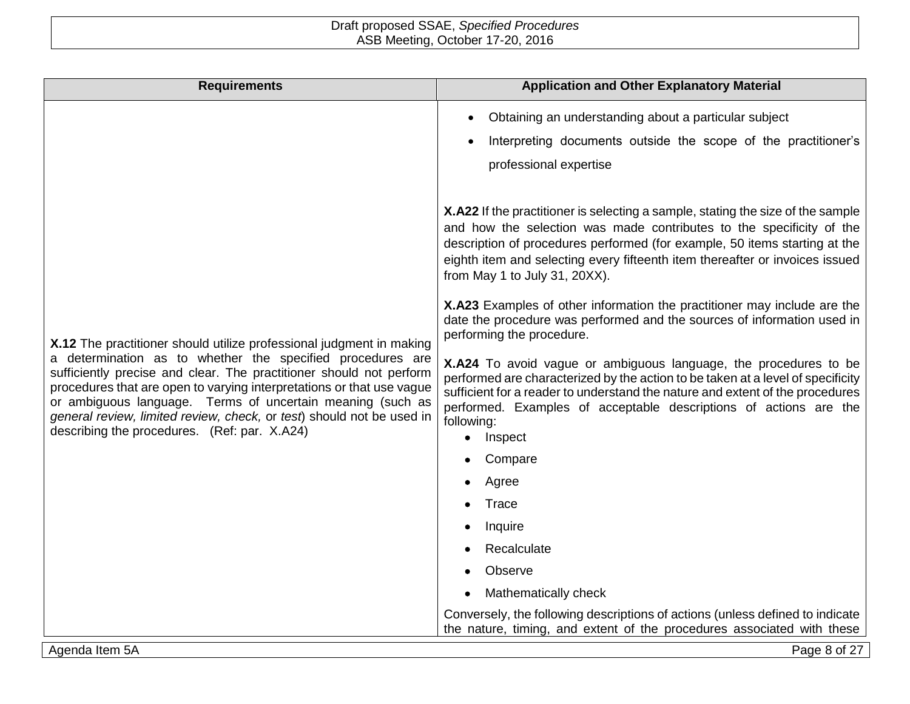| Requirements | Application and Other Explanatory Material |
|---|---|
| | • Obtaining an understanding about a particular subject<br>• Interpreting documents outside the scope of the practitioner's professional expertise |
| | **X.A22** If the practitioner is selecting a sample, stating the size of the sample and how the selection was made contributes to the specificity of the description of procedures performed (for example, 50 items starting at the eighth item and selecting every fifteenth item thereafter or invoices issued from May 1 to July 31, 20XX). |
| | **X.A23** Examples of other information the practitioner may include are the date the procedure was performed and the sources of information used in performing the procedure. |
| **X.12** The practitioner should utilize professional judgment in making a determination as to whether the specified procedures are sufficiently precise and clear. The practitioner should not perform procedures that are open to varying interpretations or that use vague or ambiguous language. Terms of uncertain meaning (such as *general review, limited review, check,* or *test*) should not be used in describing the procedures. (Ref: par. X.A24) | **X.A24** To avoid vague or ambiguous language, the procedures to be performed are characterized by the action to be taken at a level of specificity sufficient for a reader to understand the nature and extent of the procedures performed. Examples of acceptable descriptions of actions are the following:<br>• Inspect<br>• Compare<br>• Agree<br>• Trace<br>• Inquire<br>• Recalculate<br>• Observe<br>• Mathematically check<br><br>Conversely, the following descriptions of actions (unless defined to indicate the nature, timing, and extent of the procedures associated with these |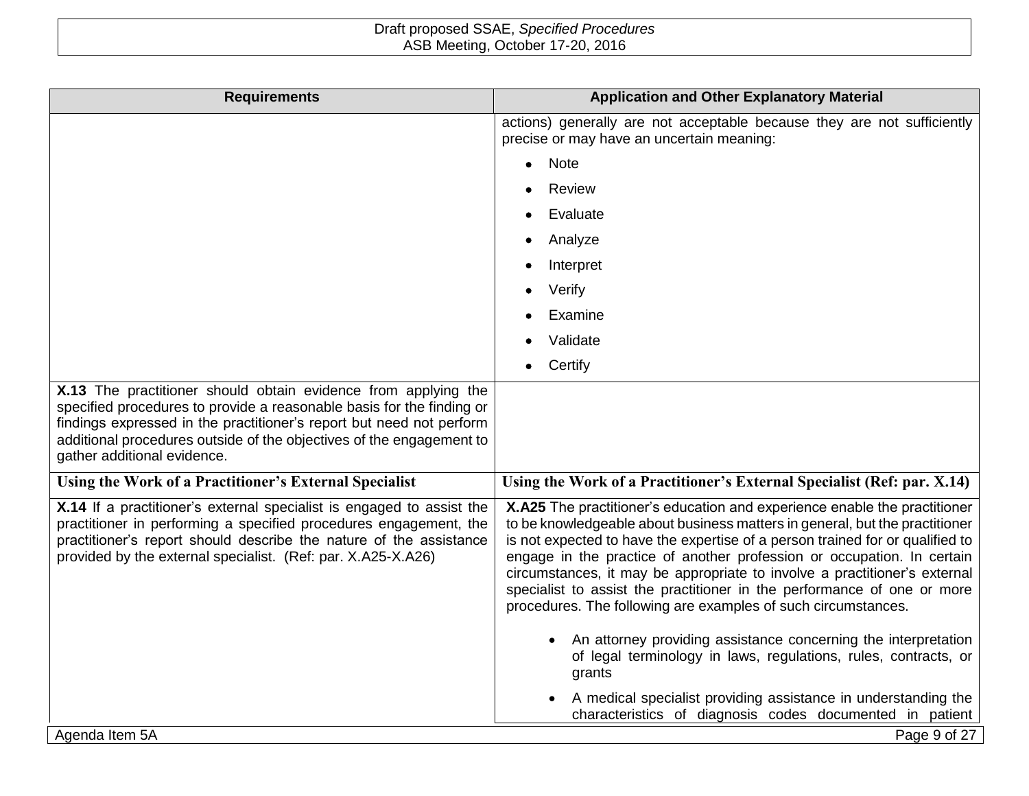| Requirements | Application and Other Explanatory Material |
|---|---|
| | actions) generally are not acceptable because they are not sufficiently precise or may have an uncertain meaning:<br>• Note<br>• Review<br>• Evaluate<br>• Analyze<br>• Interpret<br>• Verify<br>• Examine<br>• Validate<br>• Certify |
| **X.13** The practitioner should obtain evidence from applying the specified procedures to provide a reasonable basis for the finding or findings expressed in the practitioner's report but need not perform additional procedures outside of the objectives of the engagement to gather additional evidence. | |
| **Using the Work of a Practitioner's External Specialist** | **Using the Work of a Practitioner's External Specialist (Ref: par. X.14)** |
| **X.14** If a practitioner's external specialist is engaged to assist the practitioner in performing a specified procedures engagement, the practitioner's report should describe the nature of the assistance provided by the external specialist. (Ref: par. X.A25-X.A26) | **X.A25** The practitioner's education and experience enable the practitioner to be knowledgeable about business matters in general, but the practitioner is not expected to have the expertise of a person trained for or qualified to engage in the practice of another profession or occupation. In certain circumstances, it may be appropriate to involve a practitioner's external specialist to assist the practitioner in the performance of one or more procedures. The following are examples of such circumstances.<br>• An attorney providing assistance concerning the interpretation of legal terminology in laws, regulations, rules, contracts, or grants<br>• A medical specialist providing assistance in understanding the characteristics of diagnosis codes documented in patient |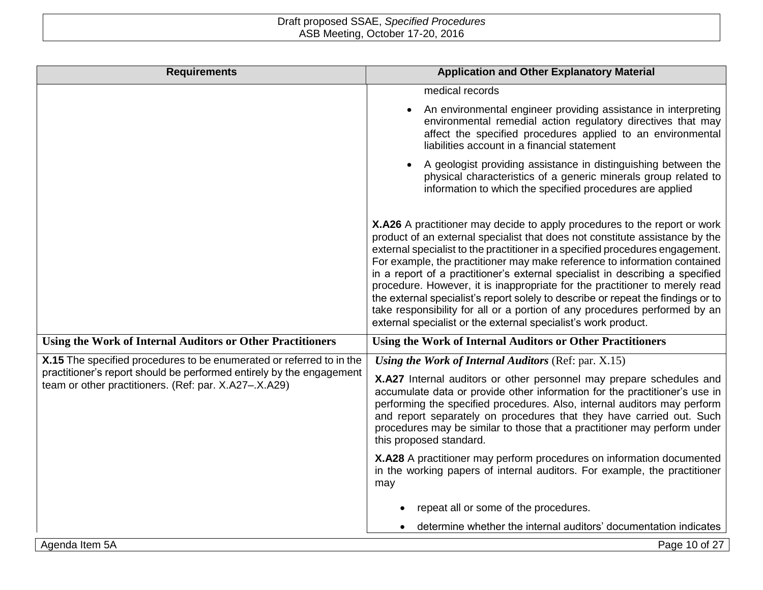| Requirements | Application and Other Explanatory Material |
|---|---|
| | medical records<br>• An environmental engineer providing assistance in interpreting environmental remedial action regulatory directives that may affect the specified procedures applied to an environmental liabilities account in a financial statement<br>• A geologist providing assistance in distinguishing between the physical characteristics of a generic minerals group related to information to which the specified procedures are applied<br><br>**X.A26** A practitioner may decide to apply procedures to the report or work product of an external specialist that does not constitute assistance by the external specialist to the practitioner in a specified procedures engagement. For example, the practitioner may make reference to information contained in a report of a practitioner's external specialist in describing a specified procedure. However, it is inappropriate for the practitioner to merely read the external specialist's report solely to describe or repeat the findings or to take responsibility for all or a portion of any procedures performed by an external specialist or the external specialist's work product. |
| **Using the Work of Internal Auditors or Other Practitioners** | **Using the Work of Internal Auditors or Other Practitioners** |
| **X.15** The specified procedures to be enumerated or referred to in the practitioner's report should be performed entirely by the engagement team or other practitioners. (Ref: par. X.A27–.X.A29) | ***Using the Work of Internal Auditors*** (Ref: par. X.15)<br><br>**X.A27** Internal auditors or other personnel may prepare schedules and accumulate data or provide other information for the practitioner's use in performing the specified procedures. Also, internal auditors may perform and report separately on procedures that they have carried out. Such procedures may be similar to those that a practitioner may perform under this proposed standard.<br><br>**X.A28** A practitioner may perform procedures on information documented in the working papers of internal auditors. For example, the practitioner may<br><br>• repeat all or some of the procedures.<br>• determine whether the internal auditors' documentation indicates |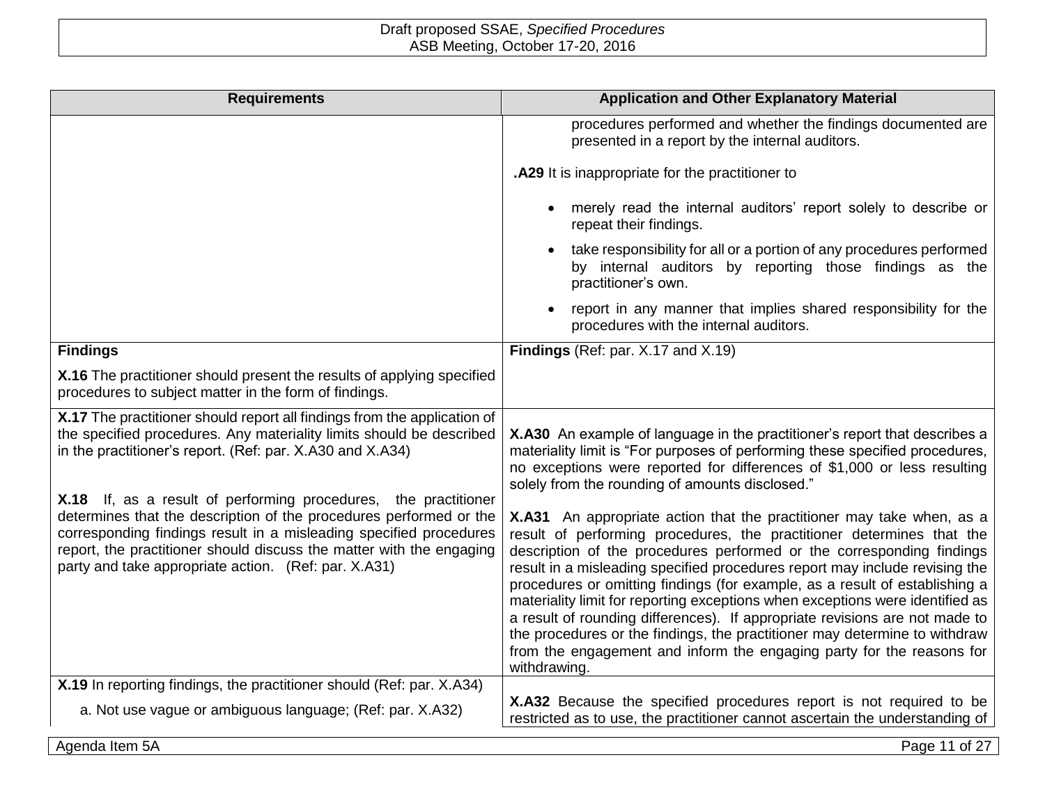| Requirements | Application and Other Explanatory Material |
|---|---|
| | procedures performed and whether the findings documented are presented in a report by the internal auditors.<br><br>**.A29** It is inappropriate for the practitioner to<br><br>• merely read the internal auditors' report solely to describe or repeat their findings.<br><br>• take responsibility for all or a portion of any procedures performed by internal auditors by reporting those findings as the practitioner's own.<br><br>• report in any manner that implies shared responsibility for the procedures with the internal auditors. |
| **Findings**<br><br>**X.16** The practitioner should present the results of applying specified procedures to subject matter in the form of findings. | **Findings** (Ref: par. X.17 and X.19) |
| **X.17** The practitioner should report all findings from the application of the specified procedures. Any materiality limits should be described in the practitioner's report. (Ref: par. X.A30 and X.A34)<br><br>**X.18** If, as a result of performing procedures, the practitioner determines that the description of the procedures performed or the corresponding findings result in a misleading specified procedures report, the practitioner should discuss the matter with the engaging party and take appropriate action. (Ref: par. X.A31) | **X.A30** An example of language in the practitioner's report that describes a materiality limit is "For purposes of performing these specified procedures, no exceptions were reported for differences of $1,000 or less resulting solely from the rounding of amounts disclosed."<br><br>**X.A31** An appropriate action that the practitioner may take when, as a result of performing procedures, the practitioner determines that the description of the procedures performed or the corresponding findings result in a misleading specified procedures report may include revising the procedures or omitting findings (for example, as a result of establishing a materiality limit for reporting exceptions when exceptions were identified as a result of rounding differences). If appropriate revisions are not made to the procedures or the findings, the practitioner may determine to withdraw from the engagement and inform the engaging party for the reasons for withdrawing. |
| **X.19** In reporting findings, the practitioner should (Ref: par. X.A34)<br><br>a. Not use vague or ambiguous language; (Ref: par. X.A32) | **X.A32** Because the specified procedures report is not required to be restricted as to use, the practitioner cannot ascertain the understanding of |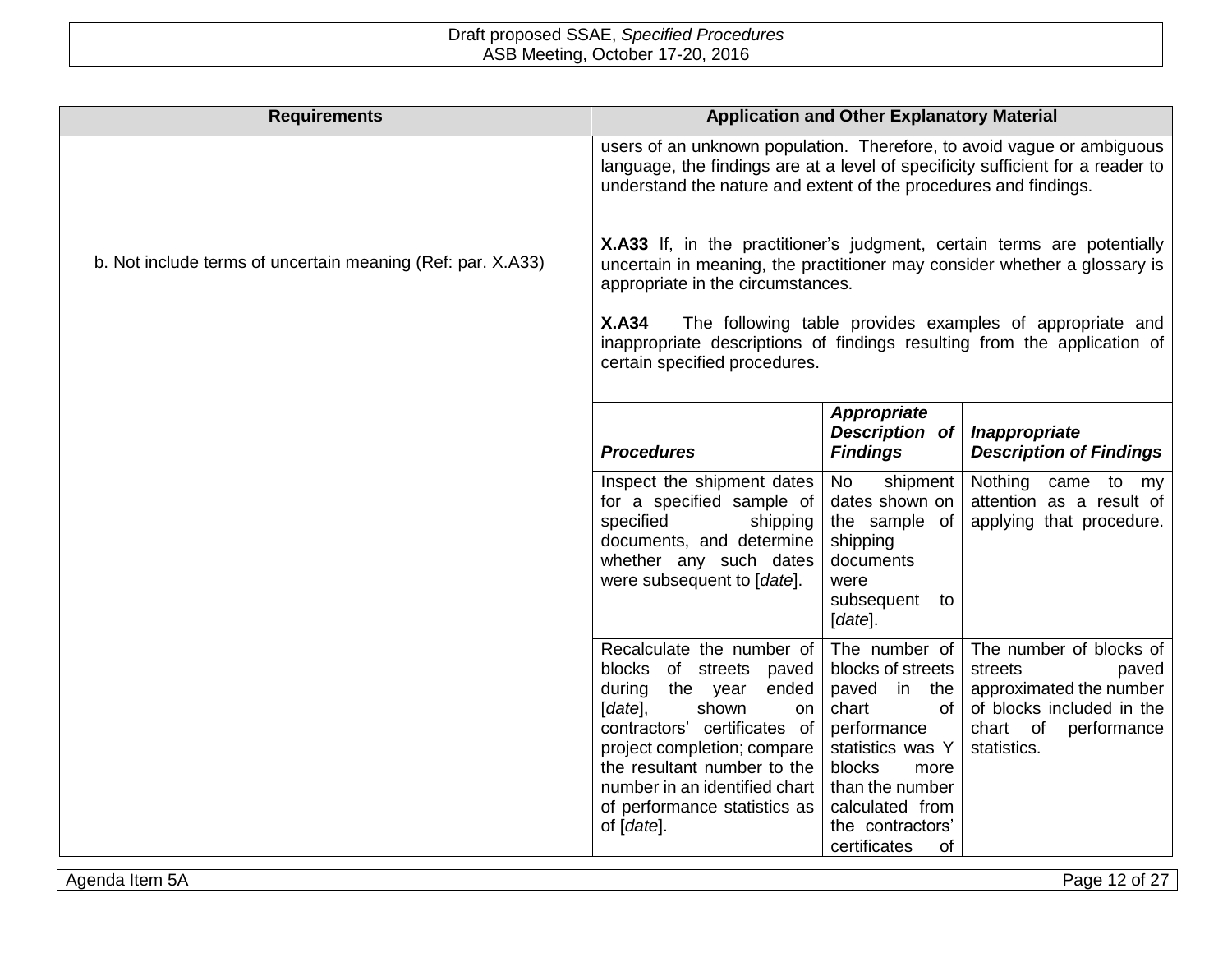| Requirements | Application and Other Explanatory Material |
|---|---|
| | users of an unknown population. Therefore, to avoid vague or ambiguous language, the findings are at a level of specificity sufficient for a reader to understand the nature and extent of the procedures and findings. |
| b. Not include terms of uncertain meaning (Ref: par. X.A33) | **X.A33** If, in the practitioner's judgment, certain terms are potentially uncertain in meaning, the practitioner may consider whether a glossary is appropriate in the circumstances. |
| | **X.A34** The following table provides examples of appropriate and inappropriate descriptions of findings resulting from the application of certain specified procedures. |

| ***Procedures*** | ***Appropriate Description of Findings*** | ***Inappropriate Description of Findings*** |
|---|---|---|
| Inspect the shipment dates for a specified sample of specified shipping documents, and determine whether any such dates were subsequent to [*date*]. | No shipment dates shown on the sample of shipping documents were subsequent to [*date*]. | Nothing came to my attention as a result of applying that procedure. |
| Recalculate the number of blocks of streets paved during the year ended [*date*], shown on contractors' certificates of project completion; compare the resultant number to the number in an identified chart of performance statistics as of [*date*]. | The number of blocks of streets paved in the chart of performance statistics was Y blocks more than the number calculated from the contractors' certificates of | The number of blocks of streets paved approximated the number of blocks included in the chart of performance statistics. |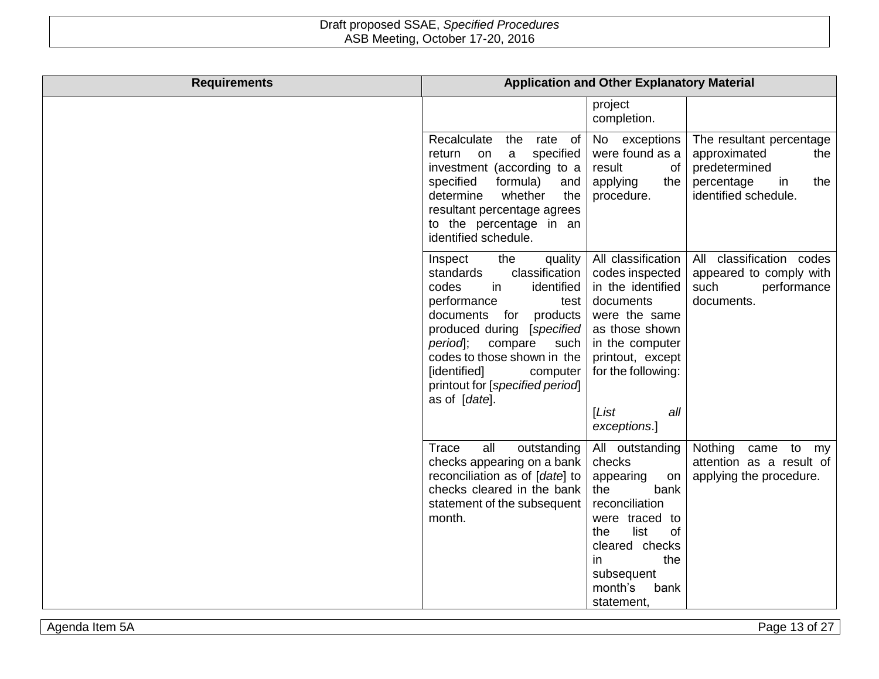| Requirements | Application and Other Explanatory Material | | |
|---|---|---|---|
| | | project completion. | |
| | Recalculate the rate of return on a specified investment (according to a specified formula) and determine whether the resultant percentage agrees to the percentage in an identified schedule. | No exceptions were found as a result of applying the procedure. | The resultant percentage approximated the predetermined percentage in the identified schedule. |
| | Inspect the quality standards classification codes in identified performance test documents for products produced during [*specified period*]; compare such codes to those shown in the [identified] computer printout for [*specified period*] as of [*date*]. | All classification codes inspected in the identified documents were the same as those shown in the computer printout, except for the following:<br><br>[*List all exceptions*.] | All classification codes appeared to comply with such performance documents. |
| | Trace all outstanding checks appearing on a bank reconciliation as of [*date*] to checks cleared in the bank statement of the subsequent month. | All outstanding checks appearing on the bank reconciliation were traced to the list of cleared checks in the subsequent month's bank statement, | Nothing came to my attention as a result of applying the procedure. |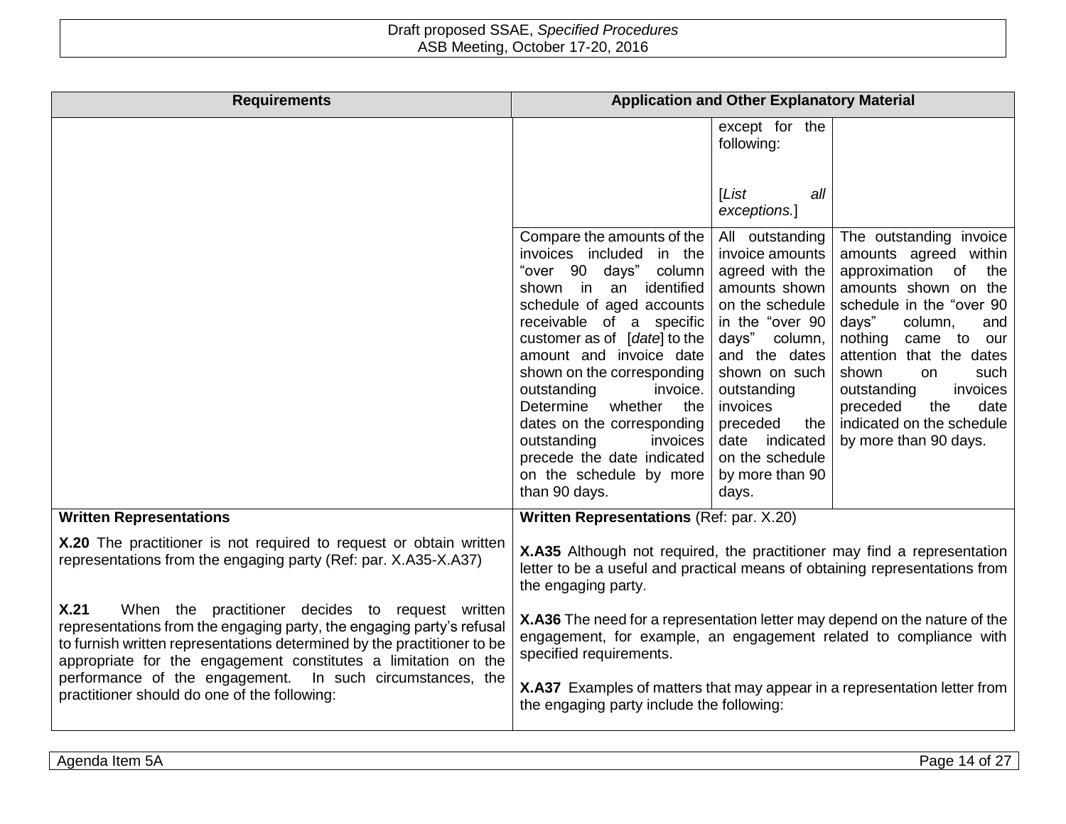| Requirements | Application and Other Explanatory Material | | |
|---|---|---|---|
| | | except for the following:<br><br>[*List all exceptions.*] | |
| | Compare the amounts of the invoices included in the "over 90 days" column shown in an identified schedule of aged accounts receivable of a specific customer as of [*date*] to the amount and invoice date shown on the corresponding outstanding invoice. Determine whether the dates on the corresponding outstanding invoices precede the date indicated on the schedule by more than 90 days. | All outstanding invoice amounts agreed with the amounts shown on the schedule in the "over 90 days" column, and the dates shown on such outstanding invoices preceded the date indicated on the schedule by more than 90 days. | The outstanding invoice amounts agreed within approximation of the amounts shown on the schedule in the "over 90 days" column, and nothing came to our attention that the dates shown on such outstanding invoices preceded the date indicated on the schedule by more than 90 days. |
| **Written Representations**<br><br>**X.20** The practitioner is not required to request or obtain written representations from the engaging party (Ref: par. X.A35-X.A37)<br><br>**X.21** When the practitioner decides to request written representations from the engaging party, the engaging party's refusal to furnish written representations determined by the practitioner to be appropriate for the engagement constitutes a limitation on the performance of the engagement. In such circumstances, the practitioner should do one of the following: | **Written Representations** (Ref: par. X.20)<br><br>**X.A35** Although not required, the practitioner may find a representation letter to be a useful and practical means of obtaining representations from the engaging party.<br><br>**X.A36** The need for a representation letter may depend on the nature of the engagement, for example, an engagement related to compliance with specified requirements.<br><br>**X.A37** Examples of matters that may appear in a representation letter from the engaging party include the following: | | |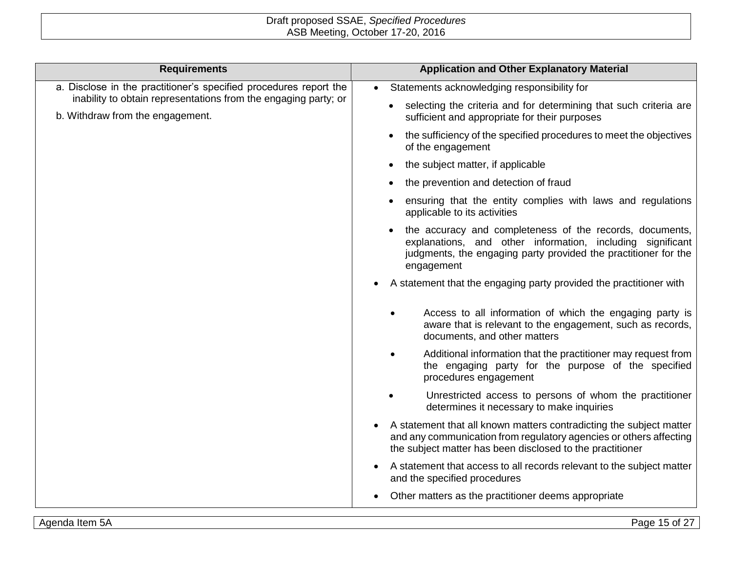| Requirements | Application and Other Explanatory Material |
|---|---|
| a. Disclose in the practitioner's specified procedures report the inability to obtain representations from the engaging party; or<br><br>b. Withdraw from the engagement. | • Statements acknowledging responsibility for<br>  • selecting the criteria and for determining that such criteria are sufficient and appropriate for their purposes<br>  • the sufficiency of the specified procedures to meet the objectives of the engagement<br>  • the subject matter, if applicable<br>  • the prevention and detection of fraud<br>  • ensuring that the entity complies with laws and regulations applicable to its activities<br>  • the accuracy and completeness of the records, documents, explanations, and other information, including significant judgments, the engaging party provided the practitioner for the engagement<br>• A statement that the engaging party provided the practitioner with<br>  • Access to all information of which the engaging party is aware that is relevant to the engagement, such as records, documents, and other matters<br>  • Additional information that the practitioner may request from the engaging party for the purpose of the specified procedures engagement<br>  • Unrestricted access to persons of whom the practitioner determines it necessary to make inquiries<br>• A statement that all known matters contradicting the subject matter and any communication from regulatory agencies or others affecting the subject matter has been disclosed to the practitioner<br>• A statement that access to all records relevant to the subject matter and the specified procedures<br>• Other matters as the practitioner deems appropriate |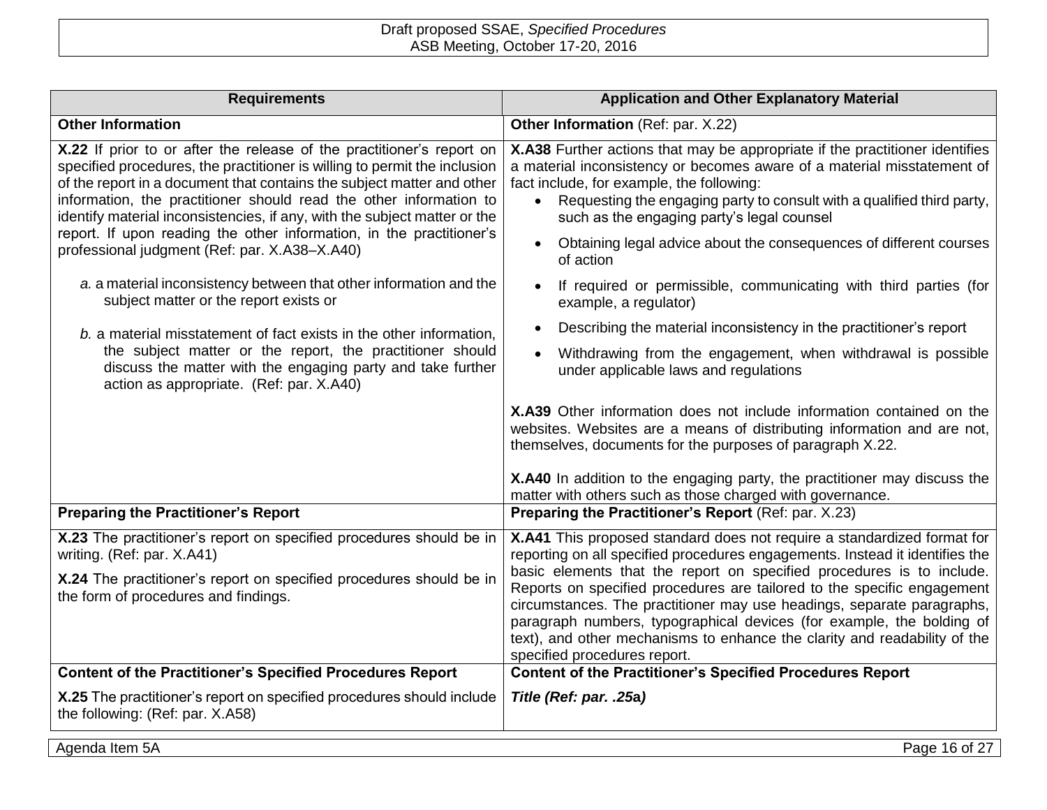| Requirements | Application and Other Explanatory Material |
|---|---|
| **Other Information** | **Other Information** (Ref: par. X.22) |
| **X.22** If prior to or after the release of the practitioner's report on specified procedures, the practitioner is willing to permit the inclusion of the report in a document that contains the subject matter and other information, the practitioner should read the other information to identify material inconsistencies, if any, with the subject matter or the report. If upon reading the other information, in the practitioner's professional judgment (Ref: par. X.A38–X.A40)<br><br>*a.* a material inconsistency between that other information and the subject matter or the report exists or<br><br>*b.* a material misstatement of fact exists in the other information, the subject matter or the report, the practitioner should discuss the matter with the engaging party and take further action as appropriate. (Ref: par. X.A40) | **X.A38** Further actions that may be appropriate if the practitioner identifies a material inconsistency or becomes aware of a material misstatement of fact include, for example, the following:<br>• Requesting the engaging party to consult with a qualified third party, such as the engaging party's legal counsel<br>• Obtaining legal advice about the consequences of different courses of action<br>• If required or permissible, communicating with third parties (for example, a regulator)<br>• Describing the material inconsistency in the practitioner's report<br>• Withdrawing from the engagement, when withdrawal is possible under applicable laws and regulations<br><br>**X.A39** Other information does not include information contained on the websites. Websites are a means of distributing information and are not, themselves, documents for the purposes of paragraph X.22.<br><br>**X.A40** In addition to the engaging party, the practitioner may discuss the matter with others such as those charged with governance. |
| **Preparing the Practitioner's Report** | **Preparing the Practitioner's Report** (Ref: par. X.23) |
| **X.23** The practitioner's report on specified procedures should be in writing. (Ref: par. X.A41)<br><br>**X.24** The practitioner's report on specified procedures should be in the form of procedures and findings. | **X.A41** This proposed standard does not require a standardized format for reporting on all specified procedures engagements. Instead it identifies the basic elements that the report on specified procedures is to include. Reports on specified procedures are tailored to the specific engagement circumstances. The practitioner may use headings, separate paragraphs, paragraph numbers, typographical devices (for example, the bolding of text), and other mechanisms to enhance the clarity and readability of the specified procedures report. |
| **Content of the Practitioner's Specified Procedures Report**<br><br>**X.25** The practitioner's report on specified procedures should include the following: (Ref: par. X.A58) | **Content of the Practitioner's Specified Procedures Report**<br><br>***Title (Ref: par. .25a)*** |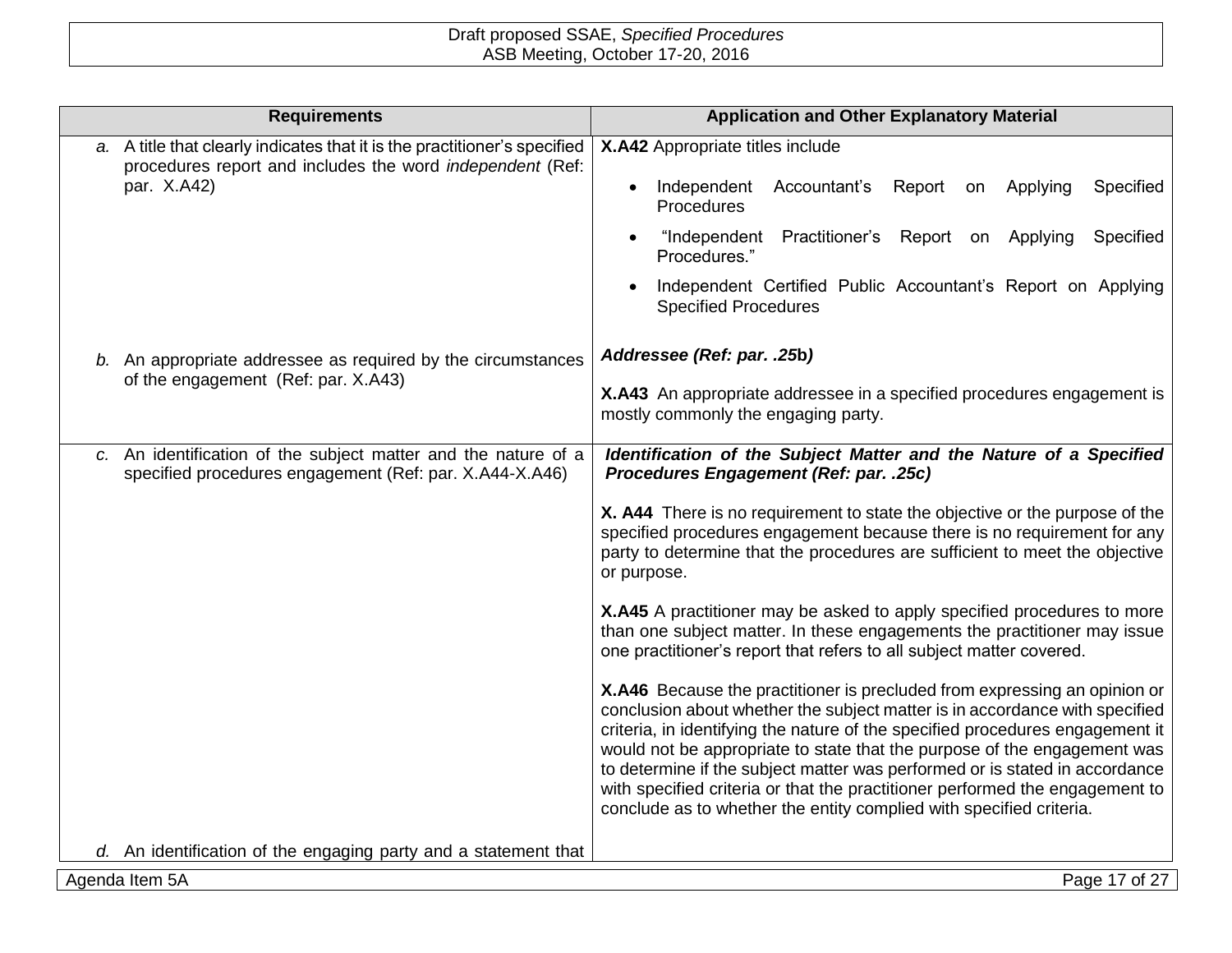| Requirements | Application and Other Explanatory Material |
| --- | --- |
| *a.* A title that clearly indicates that it is the practitioner's specified procedures report and includes the word *independent* (Ref: par. X.A42) | **X.A42** Appropriate titles include<br>• Independent Accountant's Report on Applying Specified Procedures<br>• "Independent Practitioner's Report on Applying Specified Procedures."<br>• Independent Certified Public Accountant's Report on Applying Specified Procedures |
| *b.* An appropriate addressee as required by the circumstances of the engagement (Ref: par. X.A43) | ***Addressee (Ref: par. .25b)***<br>**X.A43** An appropriate addressee in a specified procedures engagement is mostly commonly the engaging party. |
| *c.* An identification of the subject matter and the nature of a specified procedures engagement (Ref: par. X.A44-X.A46) | ***Identification of the Subject Matter and the Nature of a Specified Procedures Engagement (Ref: par. .25c)***<br>**X. A44** There is no requirement to state the objective or the purpose of the specified procedures engagement because there is no requirement for any party to determine that the procedures are sufficient to meet the objective or purpose.<br>**X.A45** A practitioner may be asked to apply specified procedures to more than one subject matter. In these engagements the practitioner may issue one practitioner's report that refers to all subject matter covered.<br>**X.A46** Because the practitioner is precluded from expressing an opinion or conclusion about whether the subject matter is in accordance with specified criteria, in identifying the nature of the specified procedures engagement it would not be appropriate to state that the purpose of the engagement was to determine if the subject matter was performed or is stated in accordance with specified criteria or that the practitioner performed the engagement to conclude as to whether the entity complied with specified criteria. |
| *d.* An identification of the engaging party and a statement that | |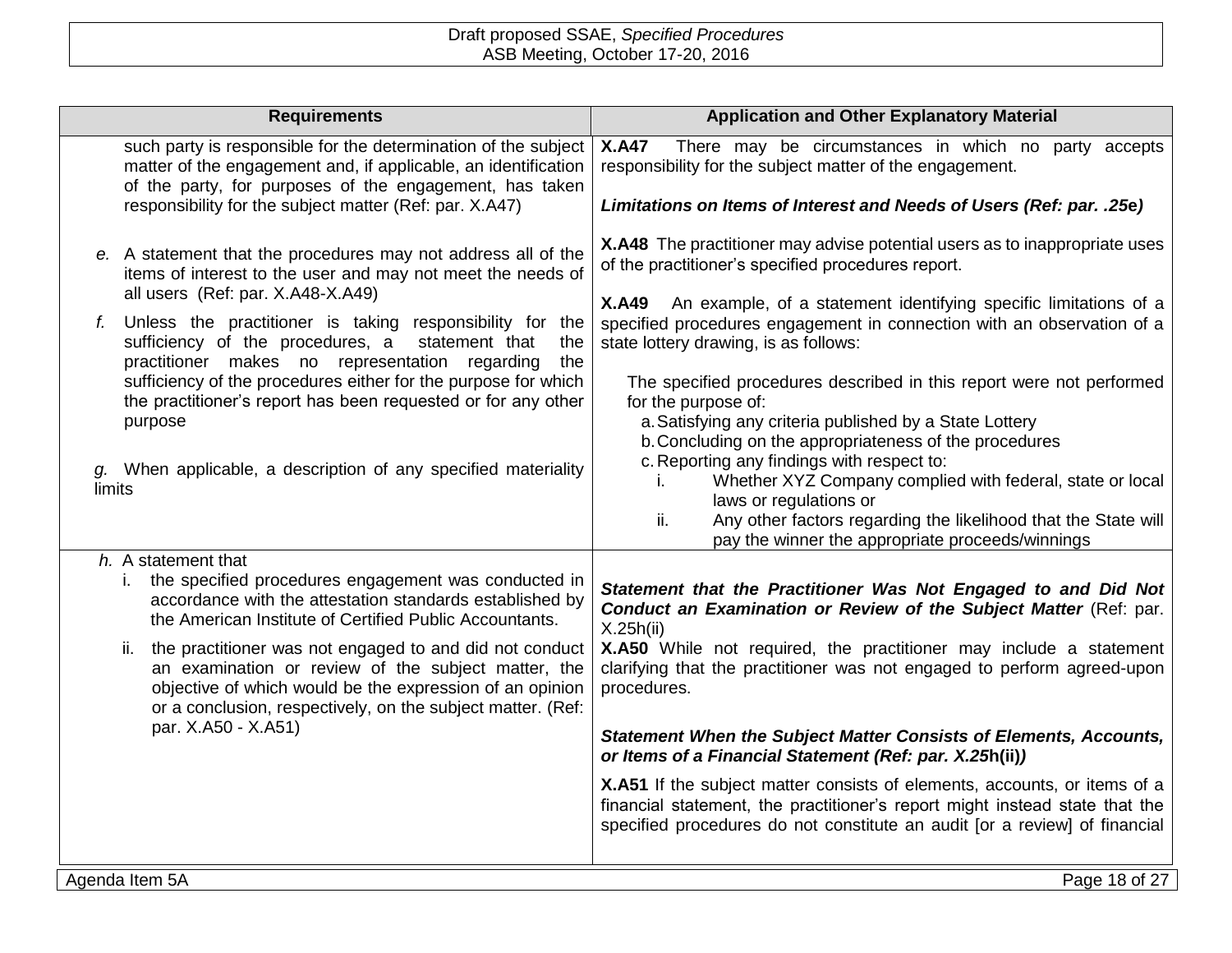| Requirements | Application and Other Explanatory Material |
|---|---|
| such party is responsible for the determination of the subject matter of the engagement and, if applicable, an identification of the party, for purposes of the engagement, has taken responsibility for the subject matter (Ref: par. X.A47)<br><br>*e.* A statement that the procedures may not address all of the items of interest to the user and may not meet the needs of all users (Ref: par. X.A48-X.A49)<br><br>*f.* Unless the practitioner is taking responsibility for the sufficiency of the procedures, a statement that the practitioner makes no representation regarding the sufficiency of the procedures either for the purpose for which the practitioner's report has been requested or for any other purpose<br><br>*g.* When applicable, a description of any specified materiality limits | **X.A47** There may be circumstances in which no party accepts responsibility for the subject matter of the engagement.<br><br>***Limitations on Items of Interest and Needs of Users (Ref: par. .25e)***<br><br>**X.A48** The practitioner may advise potential users as to inappropriate uses of the practitioner's specified procedures report.<br><br>**X.A49** An example, of a statement identifying specific limitations of a specified procedures engagement in connection with an observation of a state lottery drawing, is as follows:<br><br>The specified procedures described in this report were not performed for the purpose of:<br>a. Satisfying any criteria published by a State Lottery<br>b. Concluding on the appropriateness of the procedures<br>c. Reporting any findings with respect to:<br>i. Whether XYZ Company complied with federal, state or local laws or regulations or<br>ii. Any other factors regarding the likelihood that the State will pay the winner the appropriate proceeds/winnings |
| *h.* A statement that<br>i. the specified procedures engagement was conducted in accordance with the attestation standards established by the American Institute of Certified Public Accountants.<br>ii. the practitioner was not engaged to and did not conduct an examination or review of the subject matter, the objective of which would be the expression of an opinion or a conclusion, respectively, on the subject matter. (Ref: par. X.A50 - X.A51) | ***Statement that the Practitioner Was Not Engaged to and Did Not Conduct an Examination or Review of the Subject Matter*** (Ref: par. X.25h(ii)<br>**X.A50** While not required, the practitioner may include a statement clarifying that the practitioner was not engaged to perform agreed-upon procedures.<br><br>***Statement When the Subject Matter Consists of Elements, Accounts, or Items of a Financial Statement (Ref: par. X.25h(ii))***<br><br>**X.A51** If the subject matter consists of elements, accounts, or items of a financial statement, the practitioner's report might instead state that the specified procedures do not constitute an audit [or a review] of financial |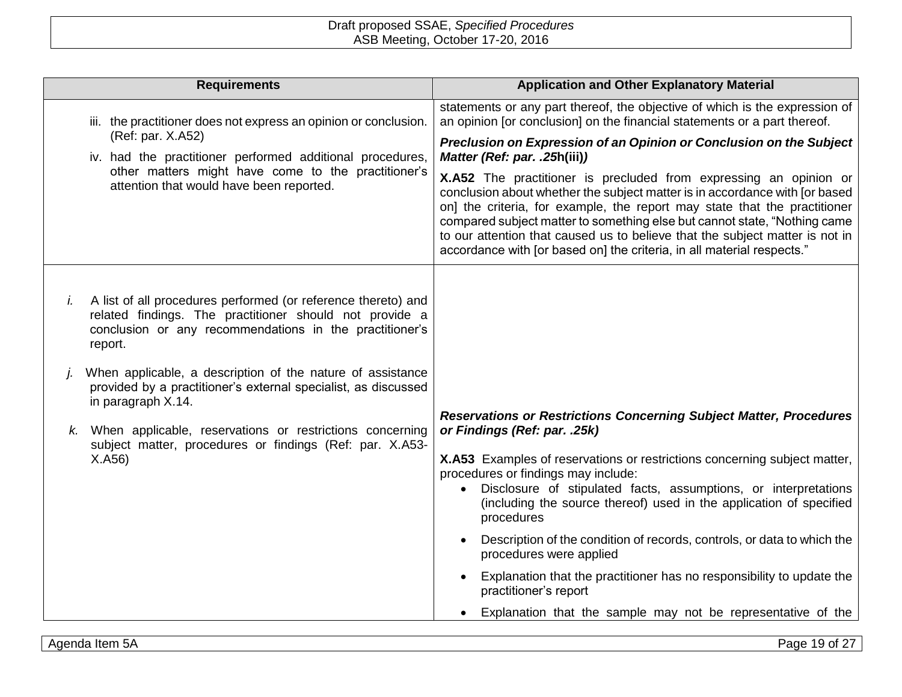| Requirements | Application and Other Explanatory Material |
|---|---|
| iii. the practitioner does not express an opinion or conclusion. (Ref: par. X.A52)<br><br>iv. had the practitioner performed additional procedures, other matters might have come to the practitioner's attention that would have been reported. | statements or any part thereof, the objective of which is the expression of an opinion [or conclusion] on the financial statements or a part thereof.<br><br>***Preclusion on Expression of an Opinion or Conclusion on the Subject Matter (Ref: par. .25h(iii))***<br><br>**X.A52** The practitioner is precluded from expressing an opinion or conclusion about whether the subject matter is in accordance with [or based on] the criteria, for example, the report may state that the practitioner compared subject matter to something else but cannot state, "Nothing came to our attention that caused us to believe that the subject matter is not in accordance with [or based on] the criteria, in all material respects." |
| *i.* A list of all procedures performed (or reference thereto) and related findings. The practitioner should not provide a conclusion or any recommendations in the practitioner's report.<br><br>*j.* When applicable, a description of the nature of assistance provided by a practitioner's external specialist, as discussed in paragraph X.14.<br><br>*k.* When applicable, reservations or restrictions concerning subject matter, procedures or findings (Ref: par. X.A53-X.A56) | ***Reservations or Restrictions Concerning Subject Matter, Procedures or Findings (Ref: par. .25k)***<br><br>**X.A53** Examples of reservations or restrictions concerning subject matter, procedures or findings may include:<br>• Disclosure of stipulated facts, assumptions, or interpretations (including the source thereof) used in the application of specified procedures<br>• Description of the condition of records, controls, or data to which the procedures were applied<br>• Explanation that the practitioner has no responsibility to update the practitioner's report<br>• Explanation that the sample may not be representative of the |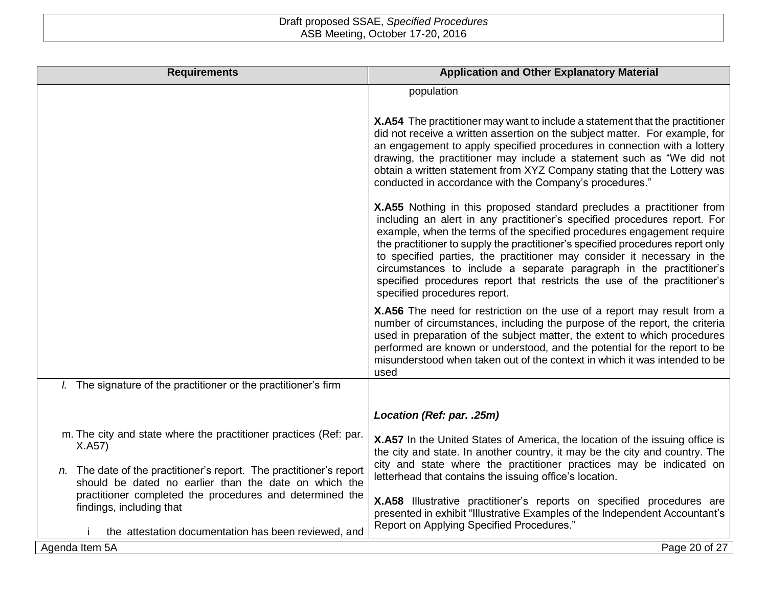| Requirements | Application and Other Explanatory Material |
| --- | --- |
| | population<br><br>**X.A54** The practitioner may want to include a statement that the practitioner did not receive a written assertion on the subject matter. For example, for an engagement to apply specified procedures in connection with a lottery drawing, the practitioner may include a statement such as "We did not obtain a written statement from XYZ Company stating that the Lottery was conducted in accordance with the Company's procedures."<br><br>**X.A55** Nothing in this proposed standard precludes a practitioner from including an alert in any practitioner's specified procedures report. For example, when the terms of the specified procedures engagement require the practitioner to supply the practitioner's specified procedures report only to specified parties, the practitioner may consider it necessary in the circumstances to include a separate paragraph in the practitioner's specified procedures report that restricts the use of the practitioner's specified procedures report.<br><br>**X.A56** The need for restriction on the use of a report may result from a number of circumstances, including the purpose of the report, the criteria used in preparation of the subject matter, the extent to which procedures performed are known or understood, and the potential for the report to be misunderstood when taken out of the context in which it was intended to be used |
| *l.* The signature of the practitioner or the practitioner's firm<br><br>m. The city and state where the practitioner practices (Ref: par. X.A57)<br><br>*n.* The date of the practitioner's report. The practitioner's report should be dated no earlier than the date on which the practitioner completed the procedures and determined the findings, including that<br><br>i the attestation documentation has been reviewed, and | ***Location (Ref: par. .25m)***<br><br>**X.A57** In the United States of America, the location of the issuing office is the city and state. In another country, it may be the city and country. The city and state where the practitioner practices may be indicated on letterhead that contains the issuing office's location.<br><br>**X.A58** Illustrative practitioner's reports on specified procedures are presented in exhibit "Illustrative Examples of the Independent Accountant's Report on Applying Specified Procedures." |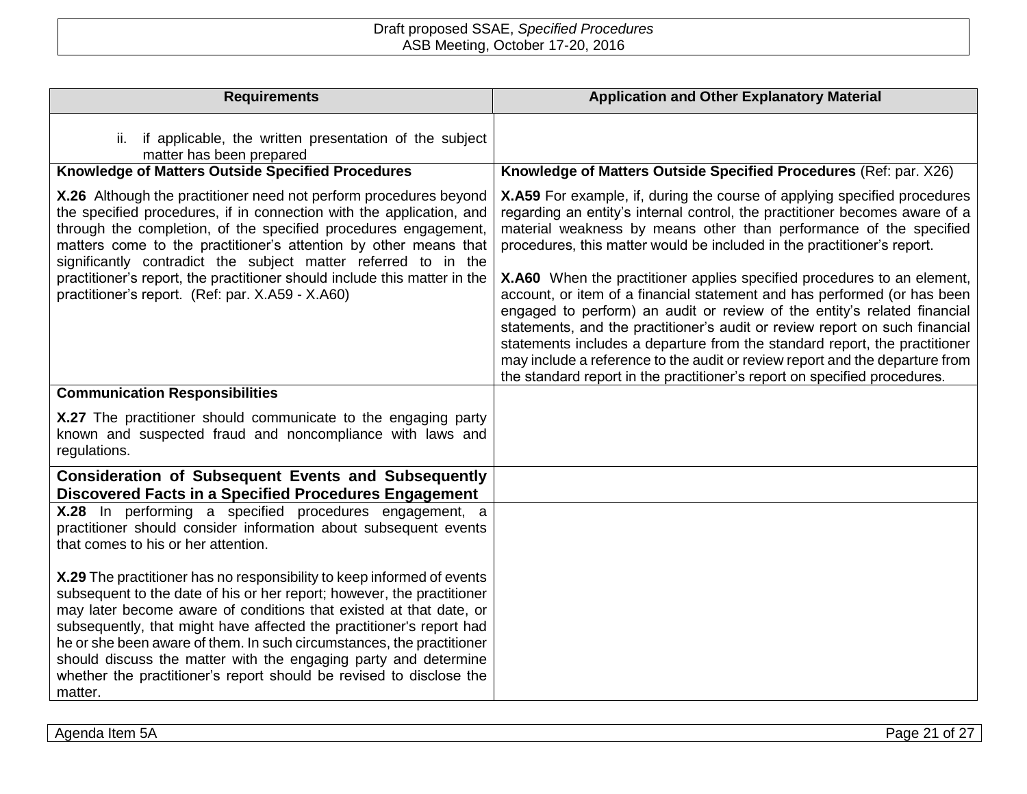| Requirements | Application and Other Explanatory Material |
|---|---|
| ii. if applicable, the written presentation of the subject matter has been prepared | |
| **Knowledge of Matters Outside Specified Procedures** | **Knowledge of Matters Outside Specified Procedures** (Ref: par. X26) |
| **X.26** Although the practitioner need not perform procedures beyond the specified procedures, if in connection with the application, and through the completion, of the specified procedures engagement, matters come to the practitioner's attention by other means that significantly contradict the subject matter referred to in the practitioner's report, the practitioner should include this matter in the practitioner's report. (Ref: par. X.A59 - X.A60) | **X.A59** For example, if, during the course of applying specified procedures regarding an entity's internal control, the practitioner becomes aware of a material weakness by means other than performance of the specified procedures, this matter would be included in the practitioner's report.<br><br>**X.A60** When the practitioner applies specified procedures to an element, account, or item of a financial statement and has performed (or has been engaged to perform) an audit or review of the entity's related financial statements, and the practitioner's audit or review report on such financial statements includes a departure from the standard report, the practitioner may include a reference to the audit or review report and the departure from the standard report in the practitioner's report on specified procedures. |
| **Communication Responsibilities**<br><br>**X.27** The practitioner should communicate to the engaging party known and suspected fraud and noncompliance with laws and regulations. | |
| **Consideration of Subsequent Events and Subsequently Discovered Facts in a Specified Procedures Engagement** | |
| **X.28** In performing a specified procedures engagement, a practitioner should consider information about subsequent events that comes to his or her attention.<br><br>**X.29** The practitioner has no responsibility to keep informed of events subsequent to the date of his or her report; however, the practitioner may later become aware of conditions that existed at that date, or subsequently, that might have affected the practitioner's report had he or she been aware of them. In such circumstances, the practitioner should discuss the matter with the engaging party and determine whether the practitioner's report should be revised to disclose the matter. | |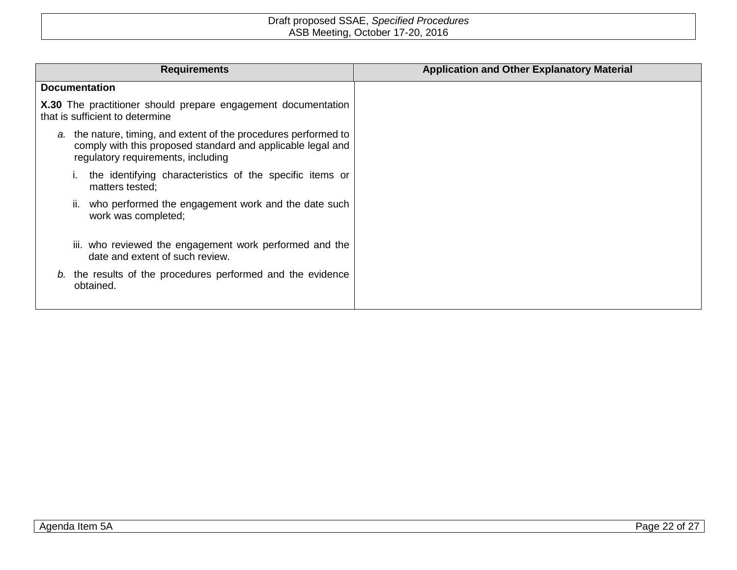| Requirements | Application and Other Explanatory Material |
|---|---|
| **Documentation**<br><br>**X.30** The practitioner should prepare engagement documentation that is sufficient to determine<br><br>*a.* the nature, timing, and extent of the procedures performed to comply with this proposed standard and applicable legal and regulatory requirements, including<br><br>i. the identifying characteristics of the specific items or matters tested;<br><br>ii. who performed the engagement work and the date such work was completed;<br><br>iii. who reviewed the engagement work performed and the date and extent of such review.<br><br>*b.* the results of the procedures performed and the evidence obtained. | |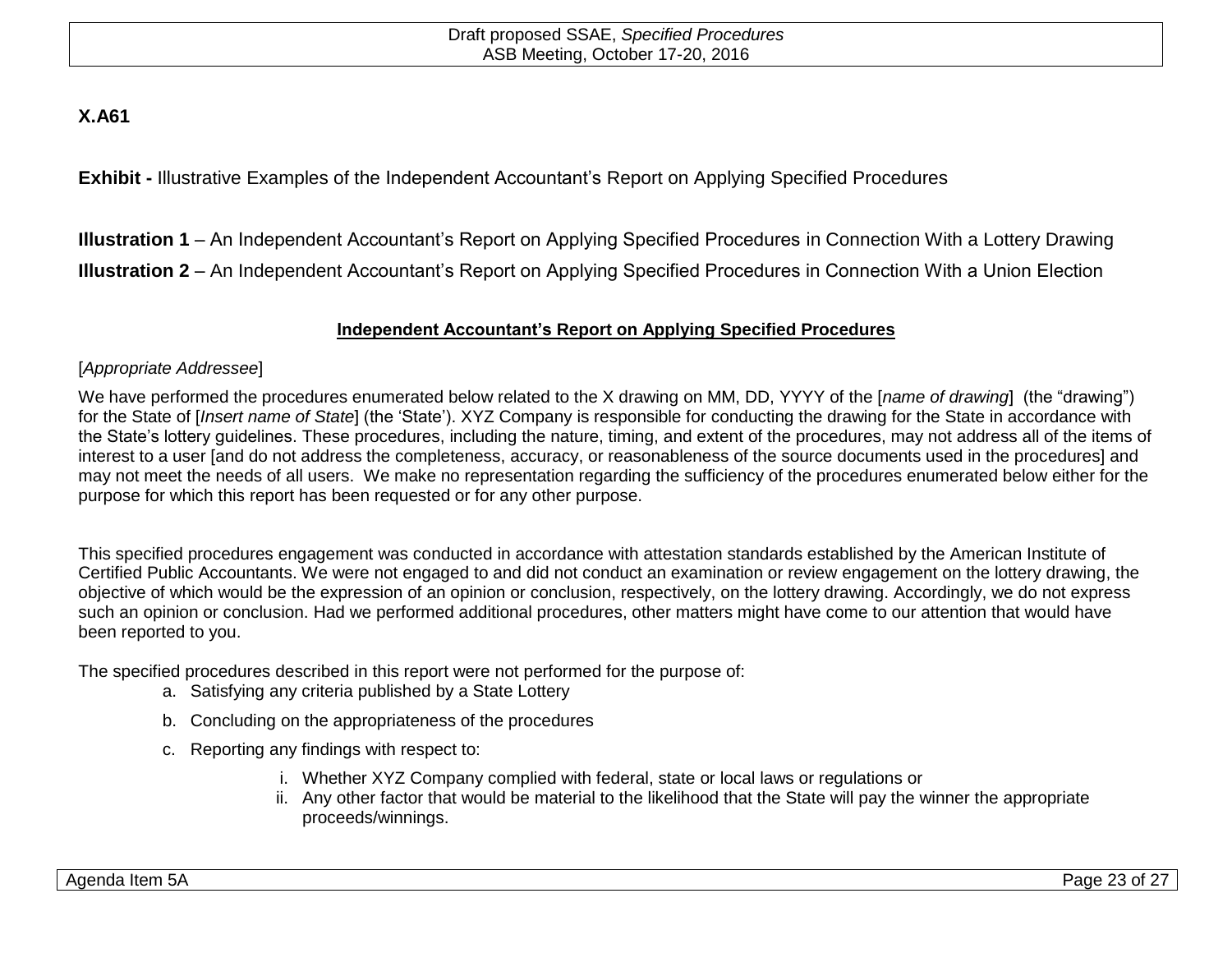**X.A61**

**Exhibit -** Illustrative Examples of the Independent Accountant's Report on Applying Specified Procedures

**Illustration 1** – An Independent Accountant's Report on Applying Specified Procedures in Connection With a Lottery Drawing

**Illustration 2** – An Independent Accountant's Report on Applying Specified Procedures in Connection With a Union Election

**Independent Accountant's Report on Applying Specified Procedures**

[*Appropriate Addressee*]

We have performed the procedures enumerated below related to the X drawing on MM, DD, YYYY of the [*name of drawing*] (the "drawing") for the State of [*Insert name of State*] (the 'State'). XYZ Company is responsible for conducting the drawing for the State in accordance with the State's lottery guidelines. These procedures, including the nature, timing, and extent of the procedures, may not address all of the items of interest to a user [and do not address the completeness, accuracy, or reasonableness of the source documents used in the procedures] and may not meet the needs of all users. We make no representation regarding the sufficiency of the procedures enumerated below either for the purpose for which this report has been requested or for any other purpose.

This specified procedures engagement was conducted in accordance with attestation standards established by the American Institute of Certified Public Accountants. We were not engaged to and did not conduct an examination or review engagement on the lottery drawing, the objective of which would be the expression of an opinion or conclusion, respectively, on the lottery drawing. Accordingly, we do not express such an opinion or conclusion. Had we performed additional procedures, other matters might have come to our attention that would have been reported to you.

The specified procedures described in this report were not performed for the purpose of:

a. Satisfying any criteria published by a State Lottery
b. Concluding on the appropriateness of the procedures
c. Reporting any findings with respect to:
    i. Whether XYZ Company complied with federal, state or local laws or regulations or
    ii. Any other factor that would be material to the likelihood that the State will pay the winner the appropriate proceeds/winnings.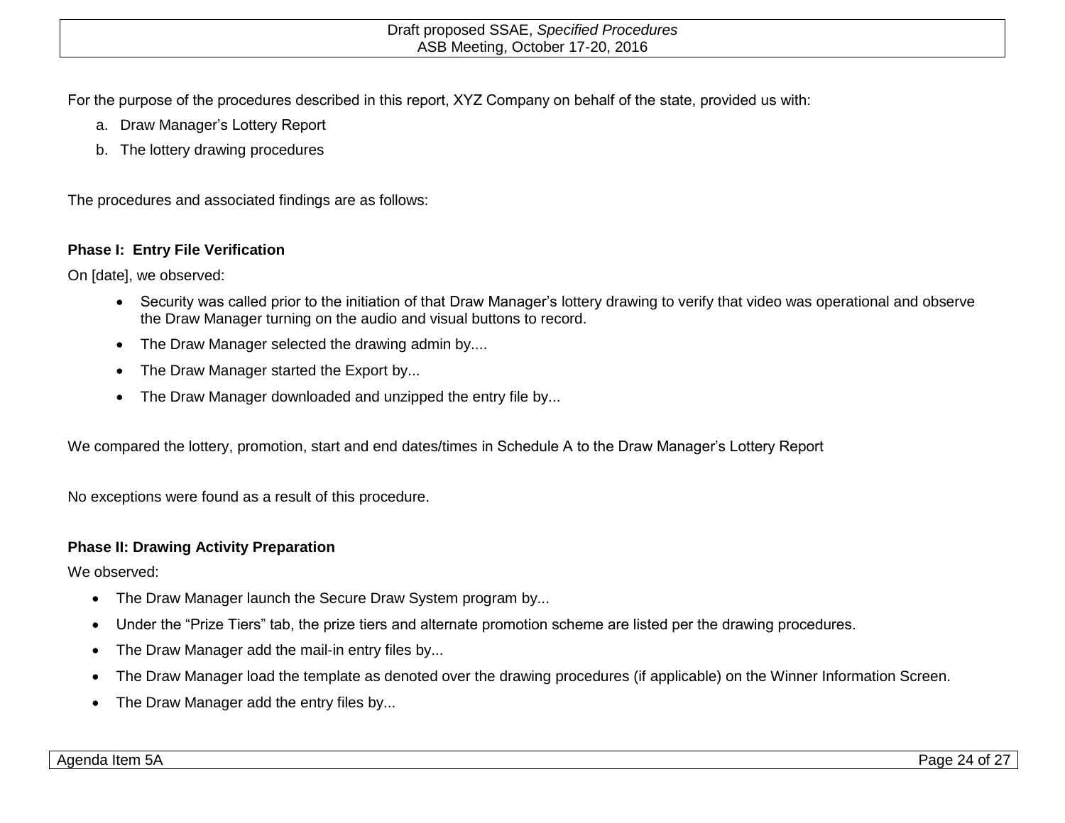For the purpose of the procedures described in this report, XYZ Company on behalf of the state, provided us with:

a. Draw Manager's Lottery Report
b. The lottery drawing procedures

The procedures and associated findings are as follows:

**Phase I: Entry File Verification**

On [date], we observed:

- Security was called prior to the initiation of that Draw Manager's lottery drawing to verify that video was operational and observe the Draw Manager turning on the audio and visual buttons to record.
- The Draw Manager selected the drawing admin by....
- The Draw Manager started the Export by...
- The Draw Manager downloaded and unzipped the entry file by...

We compared the lottery, promotion, start and end dates/times in Schedule A to the Draw Manager's Lottery Report

No exceptions were found as a result of this procedure.

**Phase II: Drawing Activity Preparation**

We observed:

- The Draw Manager launch the Secure Draw System program by...
- Under the "Prize Tiers" tab, the prize tiers and alternate promotion scheme are listed per the drawing procedures.
- The Draw Manager add the mail-in entry files by...
- The Draw Manager load the template as denoted over the drawing procedures (if applicable) on the Winner Information Screen.
- The Draw Manager add the entry files by...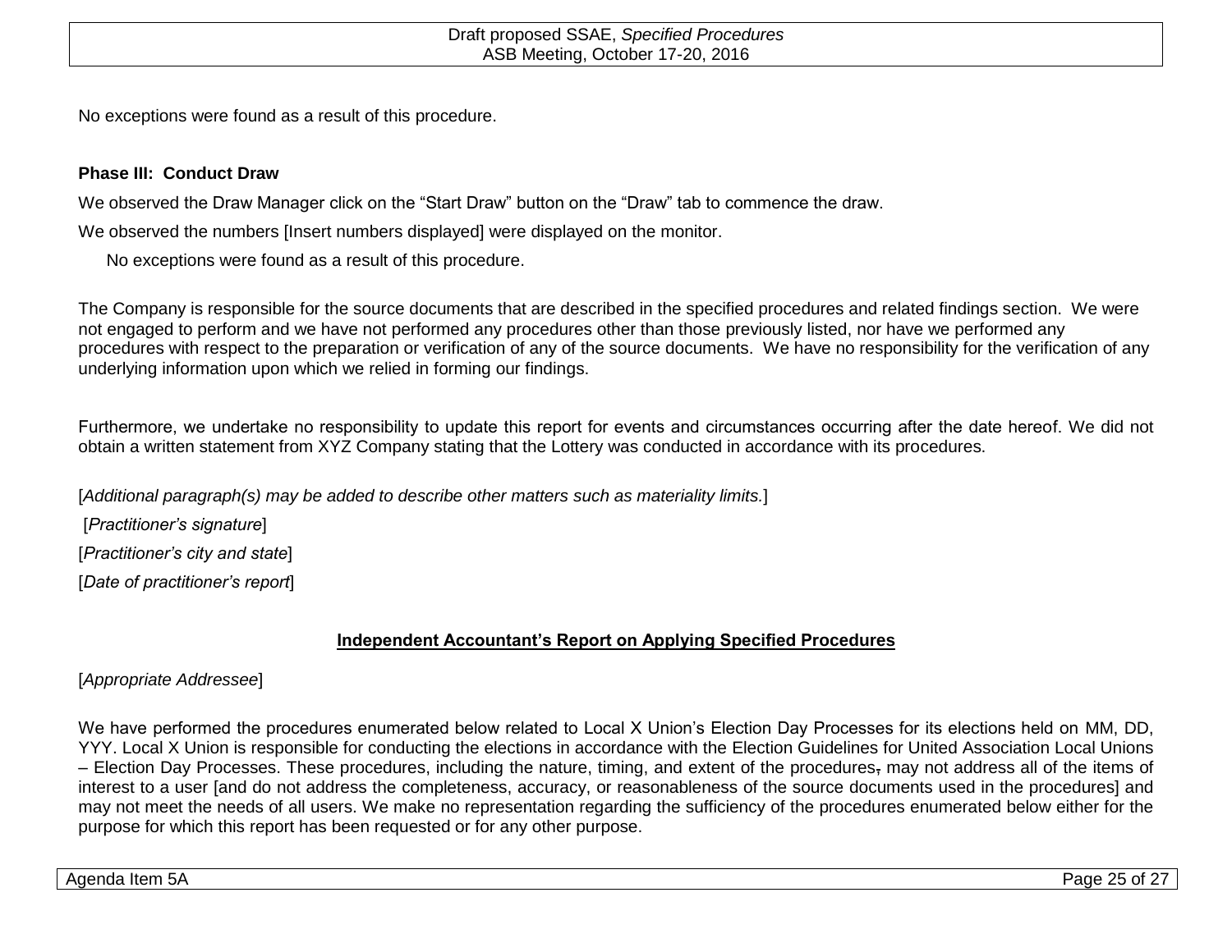No exceptions were found as a result of this procedure.

**Phase III: Conduct Draw**

We observed the Draw Manager click on the "Start Draw" button on the "Draw" tab to commence the draw.

We observed the numbers [Insert numbers displayed] were displayed on the monitor.

No exceptions were found as a result of this procedure.

The Company is responsible for the source documents that are described in the specified procedures and related findings section. We were not engaged to perform and we have not performed any procedures other than those previously listed, nor have we performed any procedures with respect to the preparation or verification of any of the source documents. We have no responsibility for the verification of any underlying information upon which we relied in forming our findings.

Furthermore, we undertake no responsibility to update this report for events and circumstances occurring after the date hereof. We did not obtain a written statement from XYZ Company stating that the Lottery was conducted in accordance with its procedures.

[*Additional paragraph(s) may be added to describe other matters such as materiality limits.*]

[*Practitioner's signature*]

[*Practitioner's city and state*]

[*Date of practitioner's report*]

**Independent Accountant's Report on Applying Specified Procedures**

[*Appropriate Addressee*]

We have performed the procedures enumerated below related to Local X Union's Election Day Processes for its elections held on MM, DD, YYY. Local X Union is responsible for conducting the elections in accordance with the Election Guidelines for United Association Local Unions – Election Day Processes. These procedures, including the nature, timing, and extent of the procedures, may not address all of the items of interest to a user [and do not address the completeness, accuracy, or reasonableness of the source documents used in the procedures] and may not meet the needs of all users. We make no representation regarding the sufficiency of the procedures enumerated below either for the purpose for which this report has been requested or for any other purpose.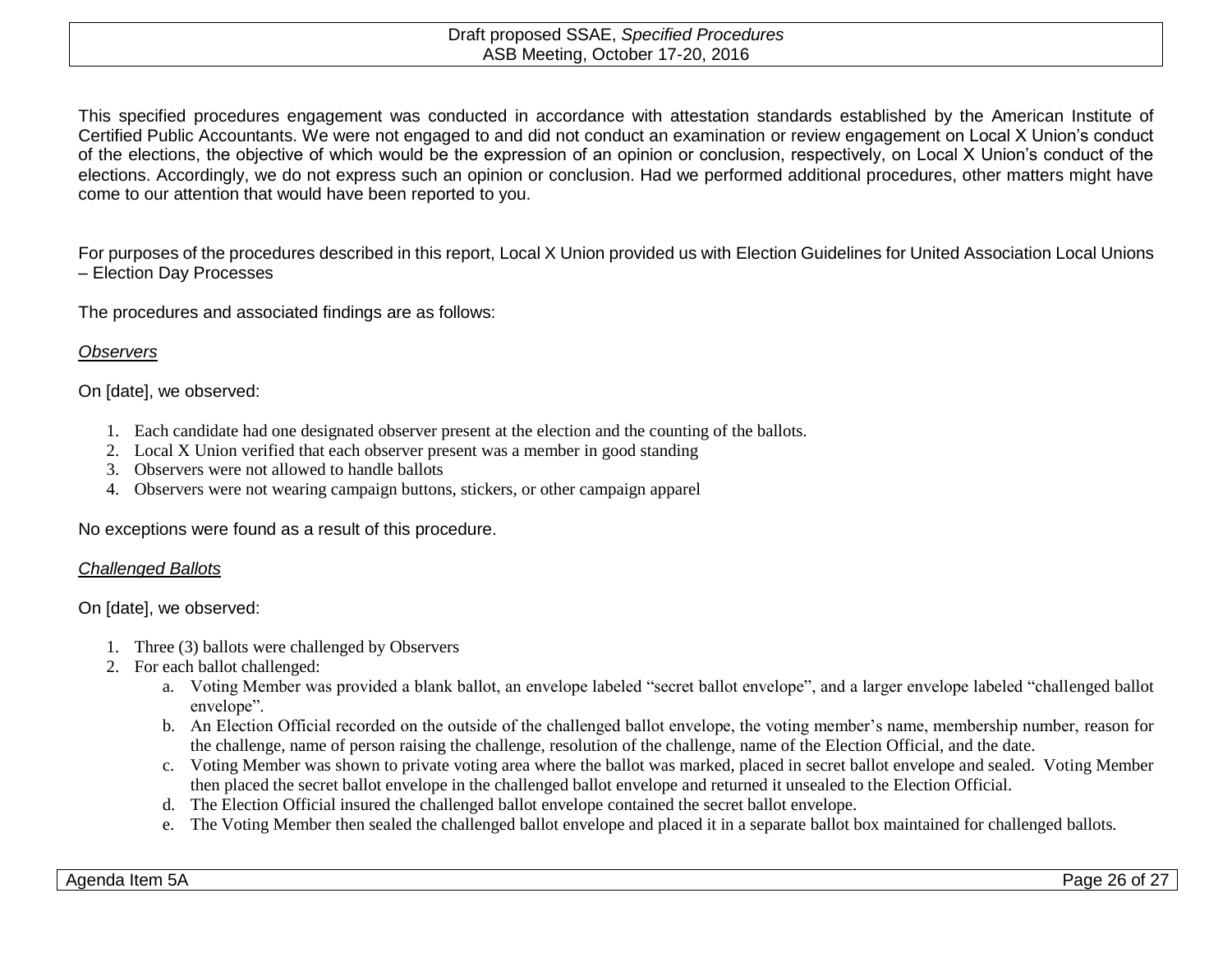This specified procedures engagement was conducted in accordance with attestation standards established by the American Institute of Certified Public Accountants. We were not engaged to and did not conduct an examination or review engagement on Local X Union's conduct of the elections, the objective of which would be the expression of an opinion or conclusion, respectively, on Local X Union's conduct of the elections. Accordingly, we do not express such an opinion or conclusion. Had we performed additional procedures, other matters might have come to our attention that would have been reported to you.

For purposes of the procedures described in this report, Local X Union provided us with Election Guidelines for United Association Local Unions – Election Day Processes

The procedures and associated findings are as follows:

*Observers*

On [date], we observed:

1. Each candidate had one designated observer present at the election and the counting of the ballots.
2. Local X Union verified that each observer present was a member in good standing
3. Observers were not allowed to handle ballots
4. Observers were not wearing campaign buttons, stickers, or other campaign apparel

No exceptions were found as a result of this procedure.

*Challenged Ballots*

On [date], we observed:

1. Three (3) ballots were challenged by Observers
2. For each ballot challenged:
   a. Voting Member was provided a blank ballot, an envelope labeled "secret ballot envelope", and a larger envelope labeled "challenged ballot envelope".
   b. An Election Official recorded on the outside of the challenged ballot envelope, the voting member's name, membership number, reason for the challenge, name of person raising the challenge, resolution of the challenge, name of the Election Official, and the date.
   c. Voting Member was shown to private voting area where the ballot was marked, placed in secret ballot envelope and sealed. Voting Member then placed the secret ballot envelope in the challenged ballot envelope and returned it unsealed to the Election Official.
   d. The Election Official insured the challenged ballot envelope contained the secret ballot envelope.
   e. The Voting Member then sealed the challenged ballot envelope and placed it in a separate ballot box maintained for challenged ballots.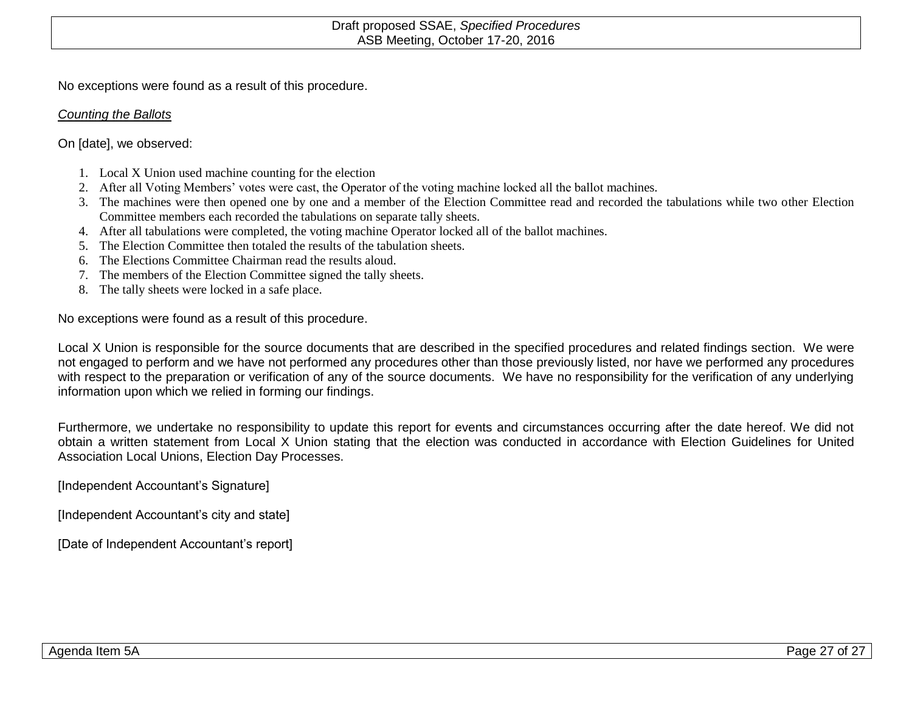No exceptions were found as a result of this procedure.

*Counting the Ballots*

On [date], we observed:

1. Local X Union used machine counting for the election
2. After all Voting Members' votes were cast, the Operator of the voting machine locked all the ballot machines.
3. The machines were then opened one by one and a member of the Election Committee read and recorded the tabulations while two other Election Committee members each recorded the tabulations on separate tally sheets.
4. After all tabulations were completed, the voting machine Operator locked all of the ballot machines.
5. The Election Committee then totaled the results of the tabulation sheets.
6. The Elections Committee Chairman read the results aloud.
7. The members of the Election Committee signed the tally sheets.
8. The tally sheets were locked in a safe place.

No exceptions were found as a result of this procedure.

Local X Union is responsible for the source documents that are described in the specified procedures and related findings section. We were not engaged to perform and we have not performed any procedures other than those previously listed, nor have we performed any procedures with respect to the preparation or verification of any of the source documents. We have no responsibility for the verification of any underlying information upon which we relied in forming our findings.

Furthermore, we undertake no responsibility to update this report for events and circumstances occurring after the date hereof. We did not obtain a written statement from Local X Union stating that the election was conducted in accordance with Election Guidelines for United Association Local Unions, Election Day Processes.

[Independent Accountant's Signature]

[Independent Accountant's city and state]

[Date of Independent Accountant's report]